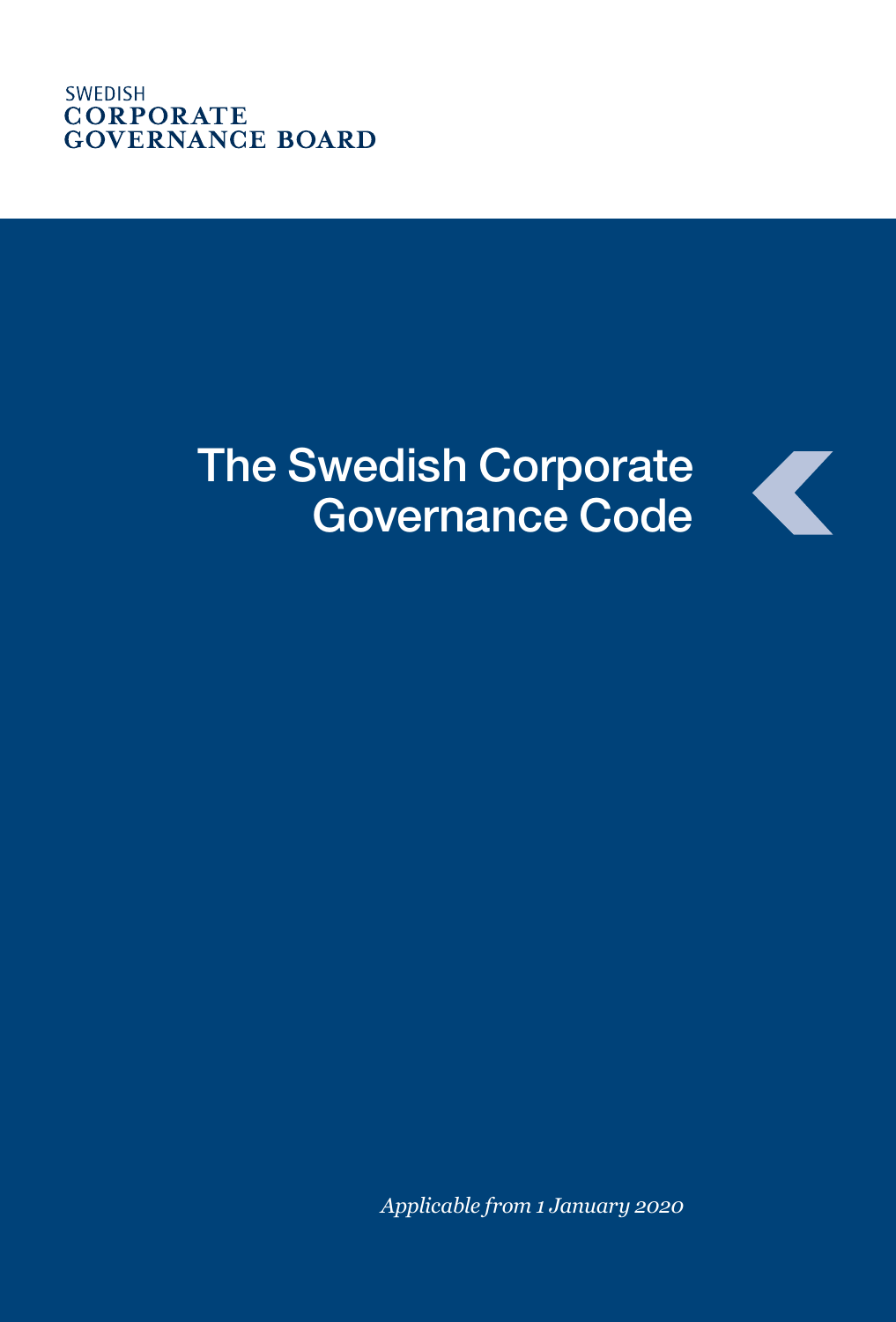SWEDISH
CORPORATE
GOVERNANCE BOARD

# The Swedish Corporate Governance Code

*Applicable from 1 January 2020*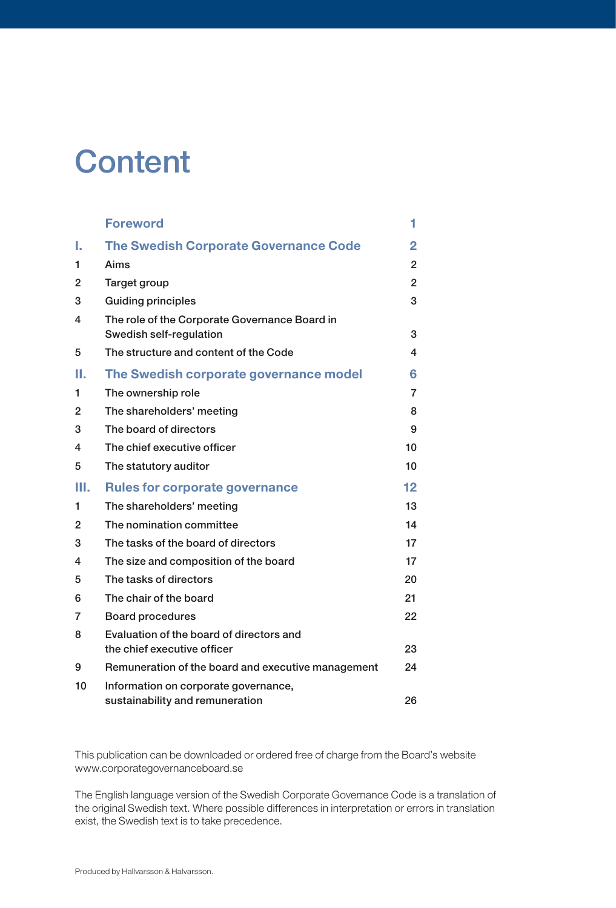# Content

| | | |
|---|---|---|
| | **Foreword** | **1** |
| **I.** | **The Swedish Corporate Governance Code** | **2** |
| 1 | Aims | 2 |
| 2 | Target group | 2 |
| 3 | Guiding principles | 3 |
| 4 | The role of the Corporate Governance Board in Swedish self-regulation | 3 |
| 5 | The structure and content of the Code | 4 |
| **II.** | **The Swedish corporate governance model** | **6** |
| 1 | The ownership role | 7 |
| 2 | The shareholders' meeting | 8 |
| 3 | The board of directors | 9 |
| 4 | The chief executive officer | 10 |
| 5 | The statutory auditor | 10 |
| **III.** | **Rules for corporate governance** | **12** |
| 1 | The shareholders' meeting | 13 |
| 2 | The nomination committee | 14 |
| 3 | The tasks of the board of directors | 17 |
| 4 | The size and composition of the board | 17 |
| 5 | The tasks of directors | 20 |
| 6 | The chair of the board | 21 |
| 7 | Board procedures | 22 |
| 8 | Evaluation of the board of directors and the chief executive officer | 23 |
| 9 | Remuneration of the board and executive management | 24 |
| 10 | Information on corporate governance, sustainability and remuneration | 26 |

This publication can be downloaded or ordered free of charge from the Board's website www.corporategovernanceboard.se

The English language version of the Swedish Corporate Governance Code is a translation of the original Swedish text. Where possible differences in interpretation or errors in translation exist, the Swedish text is to take precedence.

Produced by Hallvarsson & Halvarsson.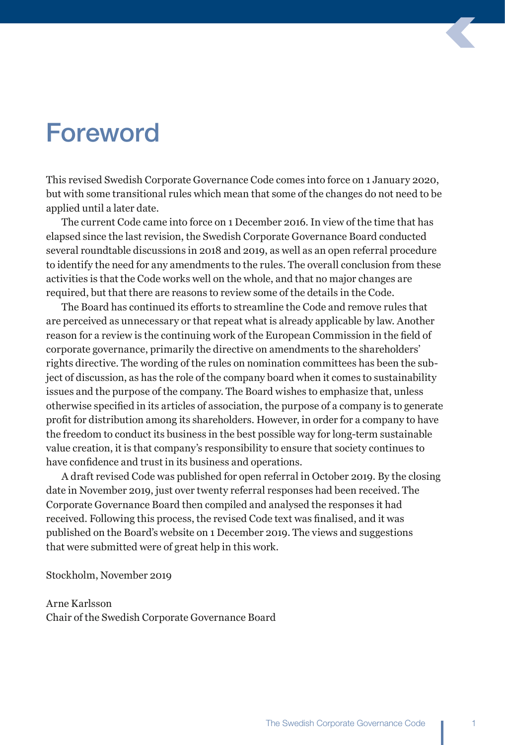# Foreword

This revised Swedish Corporate Governance Code comes into force on 1 January 2020, but with some transitional rules which mean that some of the changes do not need to be applied until a later date.

The current Code came into force on 1 December 2016. In view of the time that has elapsed since the last revision, the Swedish Corporate Governance Board conducted several roundtable discussions in 2018 and 2019, as well as an open referral procedure to identify the need for any amendments to the rules. The overall conclusion from these activities is that the Code works well on the whole, and that no major changes are required, but that there are reasons to review some of the details in the Code.

The Board has continued its efforts to streamline the Code and remove rules that are perceived as unnecessary or that repeat what is already applicable by law. Another reason for a review is the continuing work of the European Commission in the field of corporate governance, primarily the directive on amendments to the shareholders' rights directive. The wording of the rules on nomination committees has been the subject of discussion, as has the role of the company board when it comes to sustainability issues and the purpose of the company. The Board wishes to emphasize that, unless otherwise specified in its articles of association, the purpose of a company is to generate profit for distribution among its shareholders. However, in order for a company to have the freedom to conduct its business in the best possible way for long-term sustainable value creation, it is that company's responsibility to ensure that society continues to have confidence and trust in its business and operations.

A draft revised Code was published for open referral in October 2019. By the closing date in November 2019, just over twenty referral responses had been received. The Corporate Governance Board then compiled and analysed the responses it had received. Following this process, the revised Code text was finalised, and it was published on the Board's website on 1 December 2019. The views and suggestions that were submitted were of great help in this work.

Stockholm, November 2019

Arne Karlsson
Chair of the Swedish Corporate Governance Board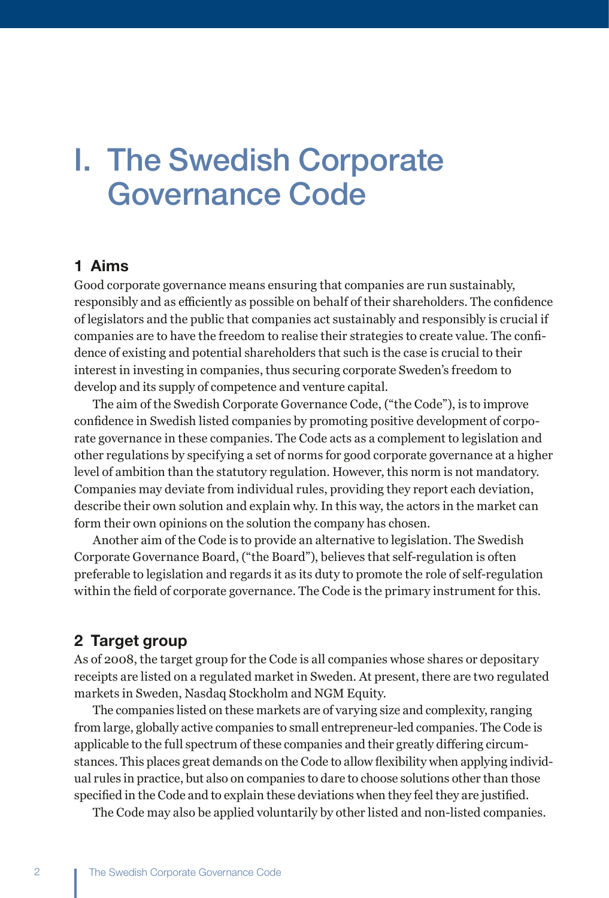# I. The Swedish Corporate Governance Code

## 1 Aims

Good corporate governance means ensuring that companies are run sustainably, responsibly and as efficiently as possible on behalf of their shareholders. The confidence of legislators and the public that companies act sustainably and responsibly is crucial if companies are to have the freedom to realise their strategies to create value. The confidence of existing and potential shareholders that such is the case is crucial to their interest in investing in companies, thus securing corporate Sweden's freedom to develop and its supply of competence and venture capital.

The aim of the Swedish Corporate Governance Code, ("the Code"), is to improve confidence in Swedish listed companies by promoting positive development of corporate governance in these companies. The Code acts as a complement to legislation and other regulations by specifying a set of norms for good corporate governance at a higher level of ambition than the statutory regulation. However, this norm is not mandatory. Companies may deviate from individual rules, providing they report each deviation, describe their own solution and explain why. In this way, the actors in the market can form their own opinions on the solution the company has chosen.

Another aim of the Code is to provide an alternative to legislation. The Swedish Corporate Governance Board, ("the Board"), believes that self-regulation is often preferable to legislation and regards it as its duty to promote the role of self-regulation within the field of corporate governance. The Code is the primary instrument for this.

## 2 Target group

As of 2008, the target group for the Code is all companies whose shares or depositary receipts are listed on a regulated market in Sweden. At present, there are two regulated markets in Sweden, Nasdaq Stockholm and NGM Equity.

The companies listed on these markets are of varying size and complexity, ranging from large, globally active companies to small entrepreneur-led companies. The Code is applicable to the full spectrum of these companies and their greatly differing circumstances. This places great demands on the Code to allow flexibility when applying individual rules in practice, but also on companies to dare to choose solutions other than those specified in the Code and to explain these deviations when they feel they are justified.

The Code may also be applied voluntarily by other listed and non-listed companies.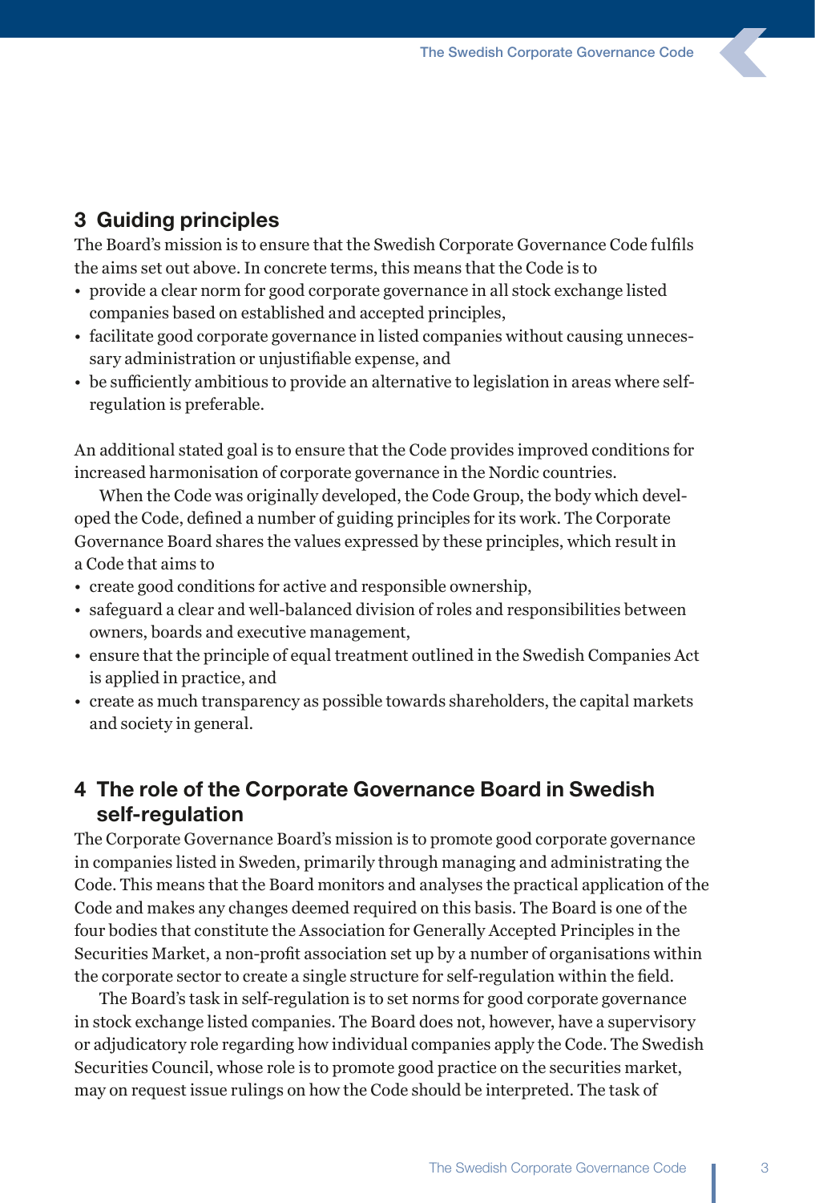## 3 Guiding principles

The Board's mission is to ensure that the Swedish Corporate Governance Code fulfils the aims set out above. In concrete terms, this means that the Code is to

- provide a clear norm for good corporate governance in all stock exchange listed companies based on established and accepted principles,
- facilitate good corporate governance in listed companies without causing unnecessary administration or unjustifiable expense, and
- be sufficiently ambitious to provide an alternative to legislation in areas where self-regulation is preferable.

An additional stated goal is to ensure that the Code provides improved conditions for increased harmonisation of corporate governance in the Nordic countries.

When the Code was originally developed, the Code Group, the body which developed the Code, defined a number of guiding principles for its work. The Corporate Governance Board shares the values expressed by these principles, which result in a Code that aims to

- create good conditions for active and responsible ownership,
- safeguard a clear and well-balanced division of roles and responsibilities between owners, boards and executive management,
- ensure that the principle of equal treatment outlined in the Swedish Companies Act is applied in practice, and
- create as much transparency as possible towards shareholders, the capital markets and society in general.

## 4 The role of the Corporate Governance Board in Swedish self-regulation

The Corporate Governance Board's mission is to promote good corporate governance in companies listed in Sweden, primarily through managing and administrating the Code. This means that the Board monitors and analyses the practical application of the Code and makes any changes deemed required on this basis. The Board is one of the four bodies that constitute the Association for Generally Accepted Principles in the Securities Market, a non-profit association set up by a number of organisations within the corporate sector to create a single structure for self-regulation within the field.

The Board's task in self-regulation is to set norms for good corporate governance in stock exchange listed companies. The Board does not, however, have a supervisory or adjudicatory role regarding how individual companies apply the Code. The Swedish Securities Council, whose role is to promote good practice on the securities market, may on request issue rulings on how the Code should be interpreted. The task of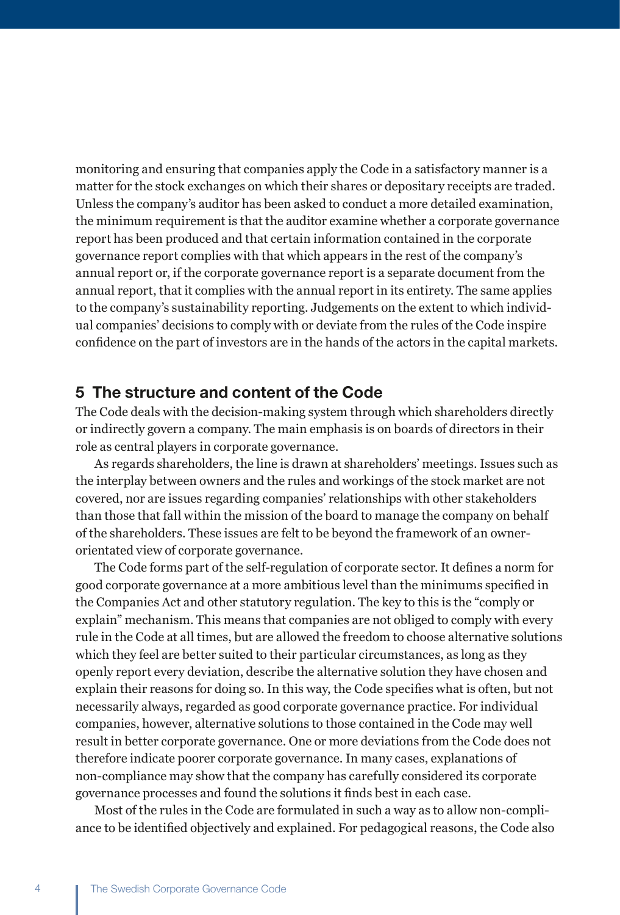monitoring and ensuring that companies apply the Code in a satisfactory manner is a matter for the stock exchanges on which their shares or depositary receipts are traded. Unless the company's auditor has been asked to conduct a more detailed examination, the minimum requirement is that the auditor examine whether a corporate governance report has been produced and that certain information contained in the corporate governance report complies with that which appears in the rest of the company's annual report or, if the corporate governance report is a separate document from the annual report, that it complies with the annual report in its entirety. The same applies to the company's sustainability reporting. Judgements on the extent to which individual companies' decisions to comply with or deviate from the rules of the Code inspire confidence on the part of investors are in the hands of the actors in the capital markets.

## 5 The structure and content of the Code

The Code deals with the decision-making system through which shareholders directly or indirectly govern a company. The main emphasis is on boards of directors in their role as central players in corporate governance.

As regards shareholders, the line is drawn at shareholders' meetings. Issues such as the interplay between owners and the rules and workings of the stock market are not covered, nor are issues regarding companies' relationships with other stakeholders than those that fall within the mission of the board to manage the company on behalf of the shareholders. These issues are felt to be beyond the framework of an owner-orientated view of corporate governance.

The Code forms part of the self-regulation of corporate sector. It defines a norm for good corporate governance at a more ambitious level than the minimums specified in the Companies Act and other statutory regulation. The key to this is the "comply or explain" mechanism. This means that companies are not obliged to comply with every rule in the Code at all times, but are allowed the freedom to choose alternative solutions which they feel are better suited to their particular circumstances, as long as they openly report every deviation, describe the alternative solution they have chosen and explain their reasons for doing so. In this way, the Code specifies what is often, but not necessarily always, regarded as good corporate governance practice. For individual companies, however, alternative solutions to those contained in the Code may well result in better corporate governance. One or more deviations from the Code does not therefore indicate poorer corporate governance. In many cases, explanations of non-compliance may show that the company has carefully considered its corporate governance processes and found the solutions it finds best in each case.

Most of the rules in the Code are formulated in such a way as to allow non-compliance to be identified objectively and explained. For pedagogical reasons, the Code also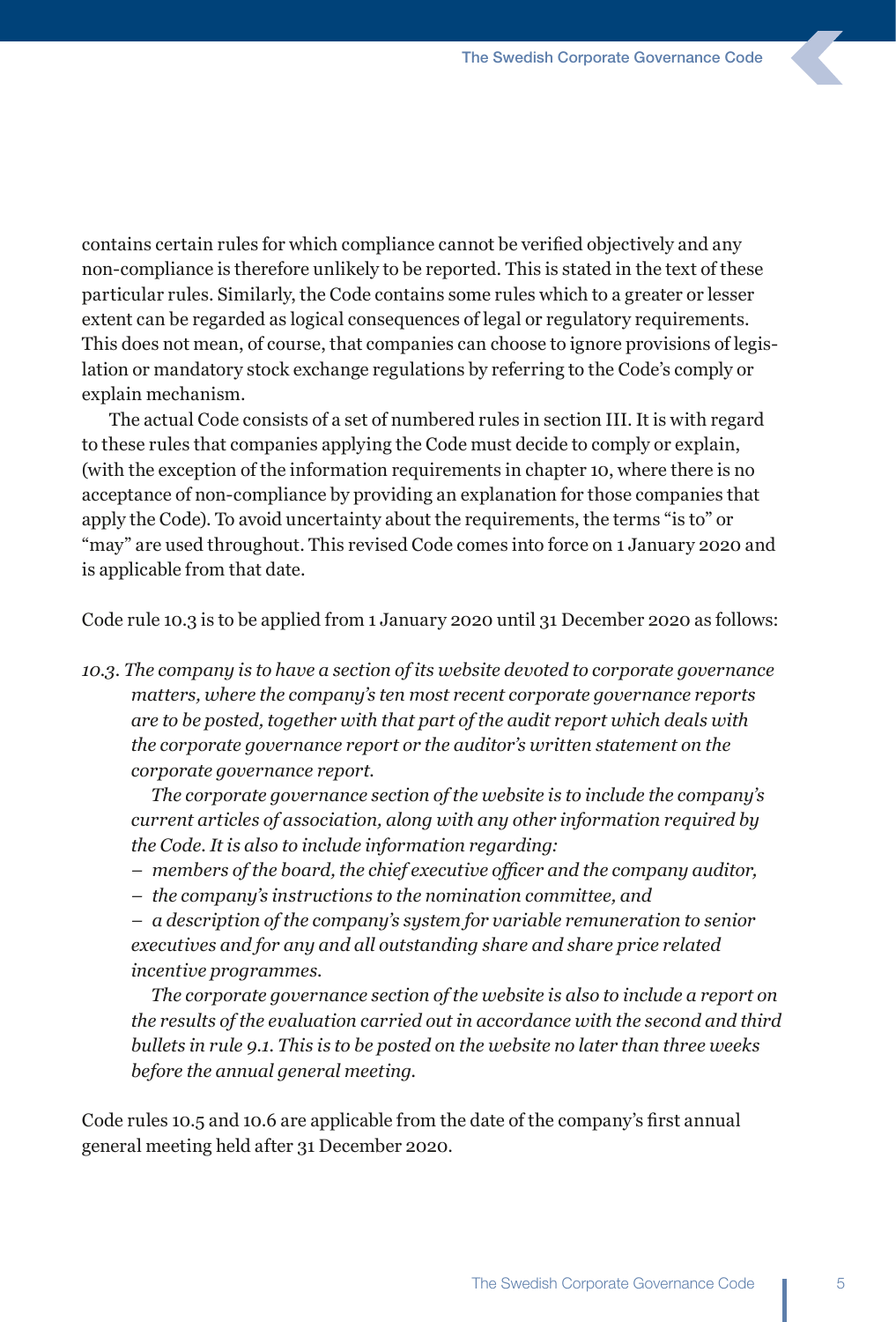contains certain rules for which compliance cannot be verified objectively and any non-compliance is therefore unlikely to be reported. This is stated in the text of these particular rules. Similarly, the Code contains some rules which to a greater or lesser extent can be regarded as logical consequences of legal or regulatory requirements. This does not mean, of course, that companies can choose to ignore provisions of legislation or mandatory stock exchange regulations by referring to the Code's comply or explain mechanism.

The actual Code consists of a set of numbered rules in section III. It is with regard to these rules that companies applying the Code must decide to comply or explain, (with the exception of the information requirements in chapter 10, where there is no acceptance of non-compliance by providing an explanation for those companies that apply the Code). To avoid uncertainty about the requirements, the terms "is to" or "may" are used throughout. This revised Code comes into force on 1 January 2020 and is applicable from that date.

Code rule 10.3 is to be applied from 1 January 2020 until 31 December 2020 as follows:

*10.3. The company is to have a section of its website devoted to corporate governance matters, where the company's ten most recent corporate governance reports are to be posted, together with that part of the audit report which deals with the corporate governance report or the auditor's written statement on the corporate governance report.*

*The corporate governance section of the website is to include the company's current articles of association, along with any other information required by the Code. It is also to include information regarding:*

- *members of the board, the chief executive officer and the company auditor,*
- *the company's instructions to the nomination committee, and*
- *a description of the company's system for variable remuneration to senior executives and for any and all outstanding share and share price related incentive programmes.*

*The corporate governance section of the website is also to include a report on the results of the evaluation carried out in accordance with the second and third bullets in rule 9.1. This is to be posted on the website no later than three weeks before the annual general meeting.*

Code rules 10.5 and 10.6 are applicable from the date of the company's first annual general meeting held after 31 December 2020.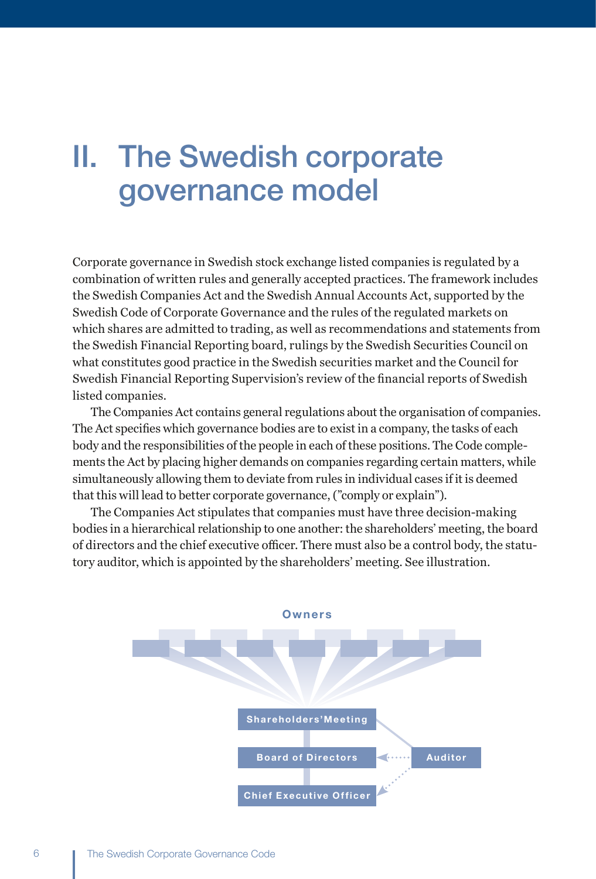# II. The Swedish corporate governance model

Corporate governance in Swedish stock exchange listed companies is regulated by a combination of written rules and generally accepted practices. The framework includes the Swedish Companies Act and the Swedish Annual Accounts Act, supported by the Swedish Code of Corporate Governance and the rules of the regulated markets on which shares are admitted to trading, as well as recommendations and statements from the Swedish Financial Reporting board, rulings by the Swedish Securities Council on what constitutes good practice in the Swedish securities market and the Council for Swedish Financial Reporting Supervision's review of the financial reports of Swedish listed companies.

The Companies Act contains general regulations about the organisation of companies. The Act specifies which governance bodies are to exist in a company, the tasks of each body and the responsibilities of the people in each of these positions. The Code complements the Act by placing higher demands on companies regarding certain matters, while simultaneously allowing them to deviate from rules in individual cases if it is deemed that this will lead to better corporate governance, ("comply or explain").

The Companies Act stipulates that companies must have three decision-making bodies in a hierarchical relationship to one another: the shareholders' meeting, the board of directors and the chief executive officer. There must also be a control body, the statutory auditor, which is appointed by the shareholders' meeting. See illustration.

Owners

Shareholders'Meeting

Board of Directors

Auditor

Chief Executive Officer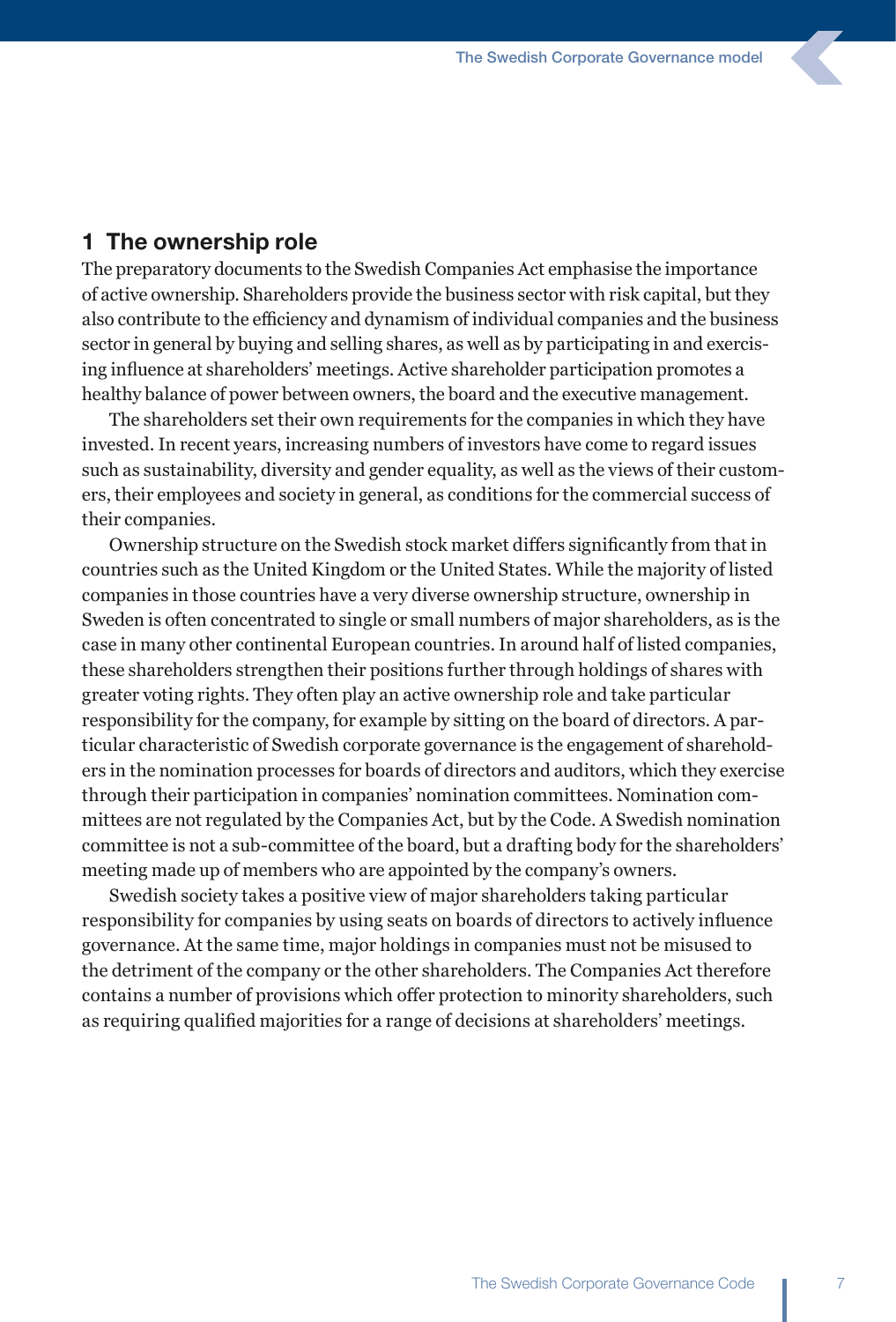## 1 The ownership role

The preparatory documents to the Swedish Companies Act emphasise the importance of active ownership. Shareholders provide the business sector with risk capital, but they also contribute to the efficiency and dynamism of individual companies and the business sector in general by buying and selling shares, as well as by participating in and exercising influence at shareholders' meetings. Active shareholder participation promotes a healthy balance of power between owners, the board and the executive management.

The shareholders set their own requirements for the companies in which they have invested. In recent years, increasing numbers of investors have come to regard issues such as sustainability, diversity and gender equality, as well as the views of their customers, their employees and society in general, as conditions for the commercial success of their companies.

Ownership structure on the Swedish stock market differs significantly from that in countries such as the United Kingdom or the United States. While the majority of listed companies in those countries have a very diverse ownership structure, ownership in Sweden is often concentrated to single or small numbers of major shareholders, as is the case in many other continental European countries. In around half of listed companies, these shareholders strengthen their positions further through holdings of shares with greater voting rights. They often play an active ownership role and take particular responsibility for the company, for example by sitting on the board of directors. A particular characteristic of Swedish corporate governance is the engagement of shareholders in the nomination processes for boards of directors and auditors, which they exercise through their participation in companies' nomination committees. Nomination committees are not regulated by the Companies Act, but by the Code. A Swedish nomination committee is not a sub-committee of the board, but a drafting body for the shareholders' meeting made up of members who are appointed by the company's owners.

Swedish society takes a positive view of major shareholders taking particular responsibility for companies by using seats on boards of directors to actively influence governance. At the same time, major holdings in companies must not be misused to the detriment of the company or the other shareholders. The Companies Act therefore contains a number of provisions which offer protection to minority shareholders, such as requiring qualified majorities for a range of decisions at shareholders' meetings.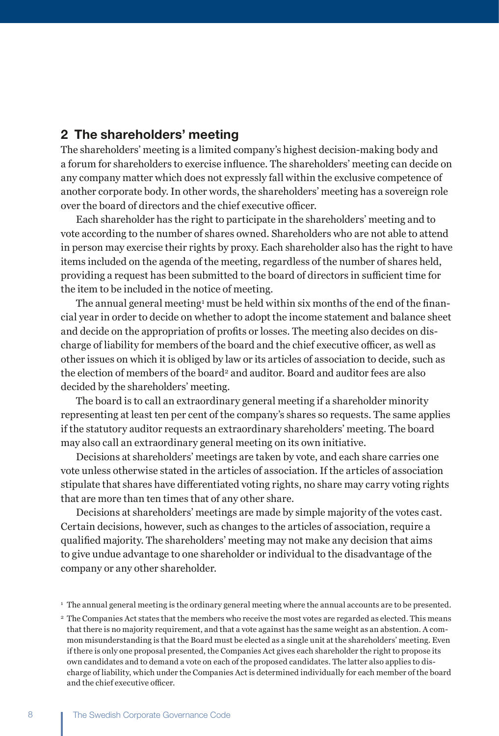## 2 The shareholders' meeting

The shareholders' meeting is a limited company's highest decision-making body and a forum for shareholders to exercise influence. The shareholders' meeting can decide on any company matter which does not expressly fall within the exclusive competence of another corporate body. In other words, the shareholders' meeting has a sovereign role over the board of directors and the chief executive officer.

Each shareholder has the right to participate in the shareholders' meeting and to vote according to the number of shares owned. Shareholders who are not able to attend in person may exercise their rights by proxy. Each shareholder also has the right to have items included on the agenda of the meeting, regardless of the number of shares held, providing a request has been submitted to the board of directors in sufficient time for the item to be included in the notice of meeting.

The annual general meeting[1] must be held within six months of the end of the financial year in order to decide on whether to adopt the income statement and balance sheet and decide on the appropriation of profits or losses. The meeting also decides on discharge of liability for members of the board and the chief executive officer, as well as other issues on which it is obliged by law or its articles of association to decide, such as the election of members of the board[2] and auditor. Board and auditor fees are also decided by the shareholders' meeting.

The board is to call an extraordinary general meeting if a shareholder minority representing at least ten per cent of the company's shares so requests. The same applies if the statutory auditor requests an extraordinary shareholders' meeting. The board may also call an extraordinary general meeting on its own initiative.

Decisions at shareholders' meetings are taken by vote, and each share carries one vote unless otherwise stated in the articles of association. If the articles of association stipulate that shares have differentiated voting rights, no share may carry voting rights that are more than ten times that of any other share.

Decisions at shareholders' meetings are made by simple majority of the votes cast. Certain decisions, however, such as changes to the articles of association, require a qualified majority. The shareholders' meeting may not make any decision that aims to give undue advantage to one shareholder or individual to the disadvantage of the company or any other shareholder.

[1] The annual general meeting is the ordinary general meeting where the annual accounts are to be presented.

[2] The Companies Act states that the members who receive the most votes are regarded as elected. This means that there is no majority requirement, and that a vote against has the same weight as an abstention. A common misunderstanding is that the Board must be elected as a single unit at the shareholders' meeting. Even if there is only one proposal presented, the Companies Act gives each shareholder the right to propose its own candidates and to demand a vote on each of the proposed candidates. The latter also applies to discharge of liability, which under the Companies Act is determined individually for each member of the board and the chief executive officer.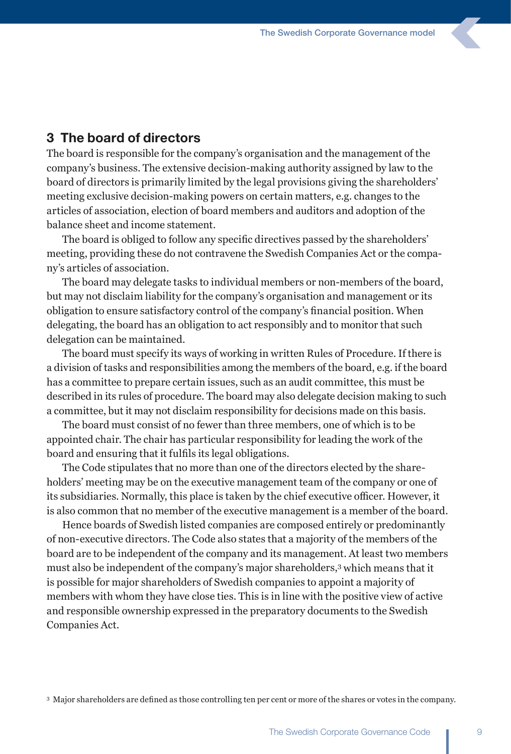## 3 The board of directors

The board is responsible for the company's organisation and the management of the company's business. The extensive decision-making authority assigned by law to the board of directors is primarily limited by the legal provisions giving the shareholders' meeting exclusive decision-making powers on certain matters, e.g. changes to the articles of association, election of board members and auditors and adoption of the balance sheet and income statement.

The board is obliged to follow any specific directives passed by the shareholders' meeting, providing these do not contravene the Swedish Companies Act or the company's articles of association.

The board may delegate tasks to individual members or non-members of the board, but may not disclaim liability for the company's organisation and management or its obligation to ensure satisfactory control of the company's financial position. When delegating, the board has an obligation to act responsibly and to monitor that such delegation can be maintained.

The board must specify its ways of working in written Rules of Procedure. If there is a division of tasks and responsibilities among the members of the board, e.g. if the board has a committee to prepare certain issues, such as an audit committee, this must be described in its rules of procedure. The board may also delegate decision making to such a committee, but it may not disclaim responsibility for decisions made on this basis.

The board must consist of no fewer than three members, one of which is to be appointed chair. The chair has particular responsibility for leading the work of the board and ensuring that it fulfils its legal obligations.

The Code stipulates that no more than one of the directors elected by the shareholders' meeting may be on the executive management team of the company or one of its subsidiaries. Normally, this place is taken by the chief executive officer. However, it is also common that no member of the executive management is a member of the board.

Hence boards of Swedish listed companies are composed entirely or predominantly of non-executive directors. The Code also states that a majority of the members of the board are to be independent of the company and its management. At least two members must also be independent of the company's major shareholders,[3] which means that it is possible for major shareholders of Swedish companies to appoint a majority of members with whom they have close ties. This is in line with the positive view of active and responsible ownership expressed in the preparatory documents to the Swedish Companies Act.

[3] Major shareholders are defined as those controlling ten per cent or more of the shares or votes in the company.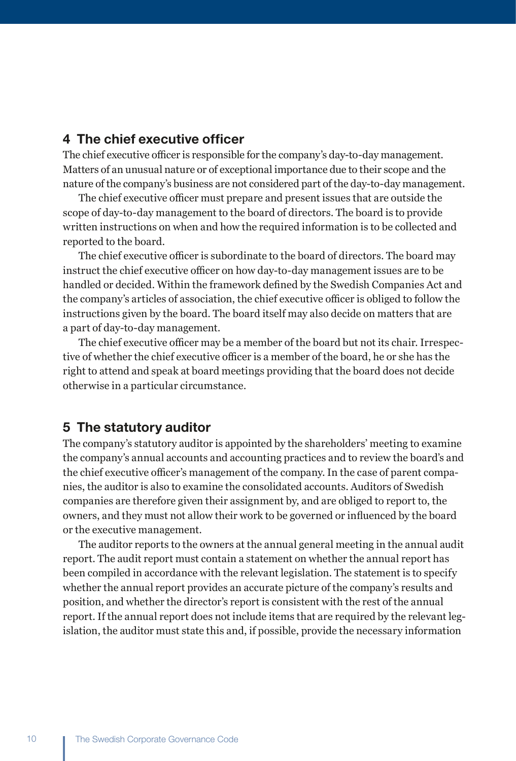## 4 The chief executive officer

The chief executive officer is responsible for the company's day-to-day management. Matters of an unusual nature or of exceptional importance due to their scope and the nature of the company's business are not considered part of the day-to-day management.

The chief executive officer must prepare and present issues that are outside the scope of day-to-day management to the board of directors. The board is to provide written instructions on when and how the required information is to be collected and reported to the board.

The chief executive officer is subordinate to the board of directors. The board may instruct the chief executive officer on how day-to-day management issues are to be handled or decided. Within the framework defined by the Swedish Companies Act and the company's articles of association, the chief executive officer is obliged to follow the instructions given by the board. The board itself may also decide on matters that are a part of day-to-day management.

The chief executive officer may be a member of the board but not its chair. Irrespective of whether the chief executive officer is a member of the board, he or she has the right to attend and speak at board meetings providing that the board does not decide otherwise in a particular circumstance.

## 5 The statutory auditor

The company's statutory auditor is appointed by the shareholders' meeting to examine the company's annual accounts and accounting practices and to review the board's and the chief executive officer's management of the company. In the case of parent companies, the auditor is also to examine the consolidated accounts. Auditors of Swedish companies are therefore given their assignment by, and are obliged to report to, the owners, and they must not allow their work to be governed or influenced by the board or the executive management.

The auditor reports to the owners at the annual general meeting in the annual audit report. The audit report must contain a statement on whether the annual report has been compiled in accordance with the relevant legislation. The statement is to specify whether the annual report provides an accurate picture of the company's results and position, and whether the director's report is consistent with the rest of the annual report. If the annual report does not include items that are required by the relevant legislation, the auditor must state this and, if possible, provide the necessary information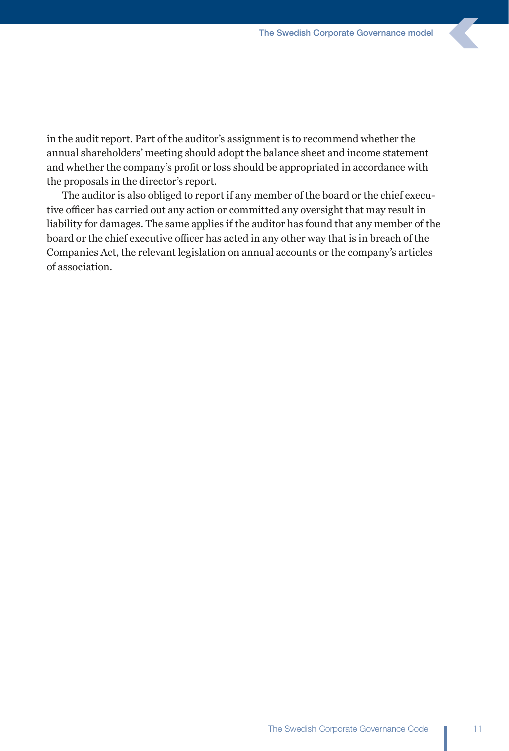in the audit report. Part of the auditor's assignment is to recommend whether the annual shareholders' meeting should adopt the balance sheet and income statement and whether the company's profit or loss should be appropriated in accordance with the proposals in the director's report.

The auditor is also obliged to report if any member of the board or the chief executive officer has carried out any action or committed any oversight that may result in liability for damages. The same applies if the auditor has found that any member of the board or the chief executive officer has acted in any other way that is in breach of the Companies Act, the relevant legislation on annual accounts or the company's articles of association.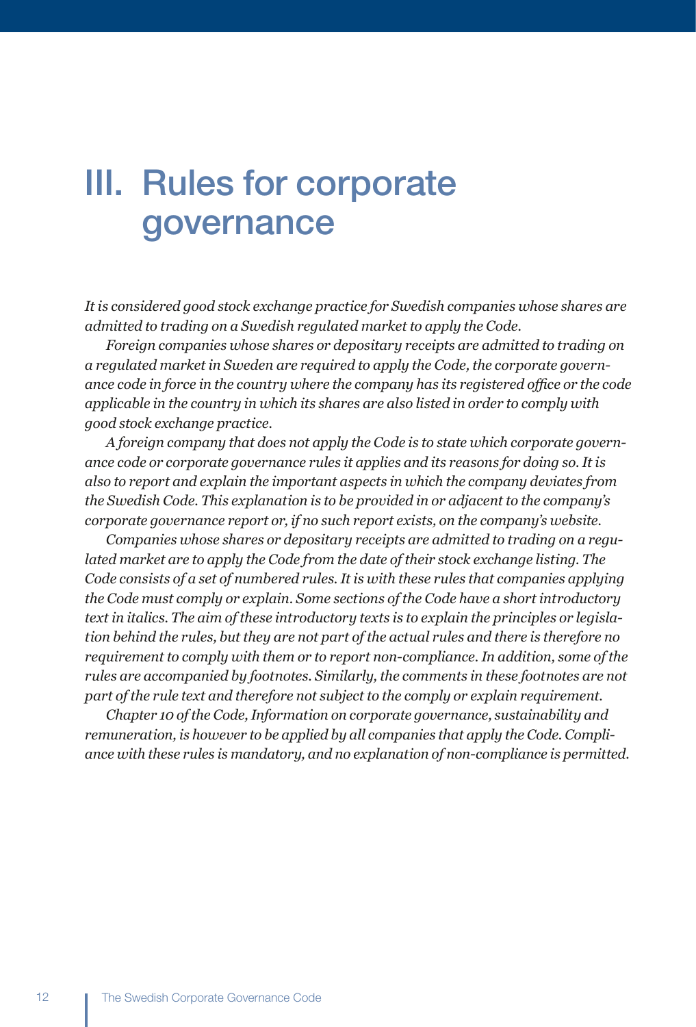# III. Rules for corporate governance

*It is considered good stock exchange practice for Swedish companies whose shares are admitted to trading on a Swedish regulated market to apply the Code.*

*Foreign companies whose shares or depositary receipts are admitted to trading on a regulated market in Sweden are required to apply the Code, the corporate governance code in force in the country where the company has its registered office or the code applicable in the country in which its shares are also listed in order to comply with good stock exchange practice.*

*A foreign company that does not apply the Code is to state which corporate governance code or corporate governance rules it applies and its reasons for doing so. It is also to report and explain the important aspects in which the company deviates from the Swedish Code. This explanation is to be provided in or adjacent to the company's corporate governance report or, if no such report exists, on the company's website.*

*Companies whose shares or depositary receipts are admitted to trading on a regulated market are to apply the Code from the date of their stock exchange listing. The Code consists of a set of numbered rules. It is with these rules that companies applying the Code must comply or explain. Some sections of the Code have a short introductory text in italics. The aim of these introductory texts is to explain the principles or legislation behind the rules, but they are not part of the actual rules and there is therefore no requirement to comply with them or to report non-compliance. In addition, some of the rules are accompanied by footnotes. Similarly, the comments in these footnotes are not part of the rule text and therefore not subject to the comply or explain requirement.*

*Chapter 10 of the Code, Information on corporate governance, sustainability and remuneration, is however to be applied by all companies that apply the Code. Compliance with these rules is mandatory, and no explanation of non-compliance is permitted.*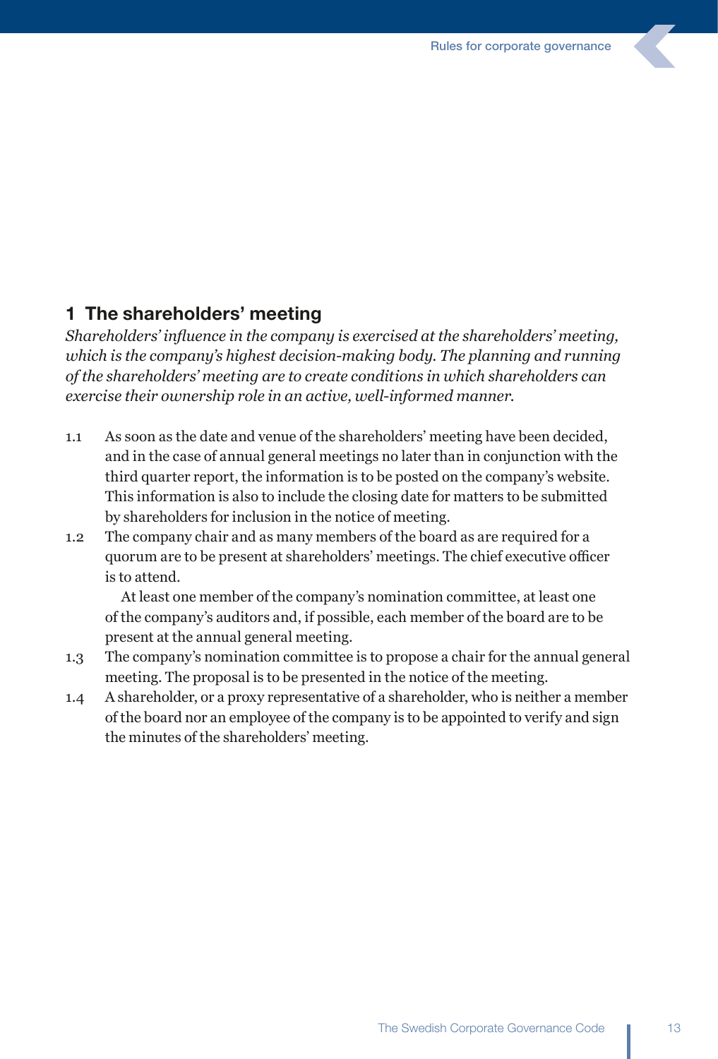## 1 The shareholders' meeting

*Shareholders' influence in the company is exercised at the shareholders' meeting, which is the company's highest decision-making body. The planning and running of the shareholders' meeting are to create conditions in which shareholders can exercise their ownership role in an active, well-informed manner.*

1.1 As soon as the date and venue of the shareholders' meeting have been decided, and in the case of annual general meetings no later than in conjunction with the third quarter report, the information is to be posted on the company's website. This information is also to include the closing date for matters to be submitted by shareholders for inclusion in the notice of meeting.

1.2 The company chair and as many members of the board as are required for a quorum are to be present at shareholders' meetings. The chief executive officer is to attend.

At least one member of the company's nomination committee, at least one of the company's auditors and, if possible, each member of the board are to be present at the annual general meeting.

1.3 The company's nomination committee is to propose a chair for the annual general meeting. The proposal is to be presented in the notice of the meeting.

1.4 A shareholder, or a proxy representative of a shareholder, who is neither a member of the board nor an employee of the company is to be appointed to verify and sign the minutes of the shareholders' meeting.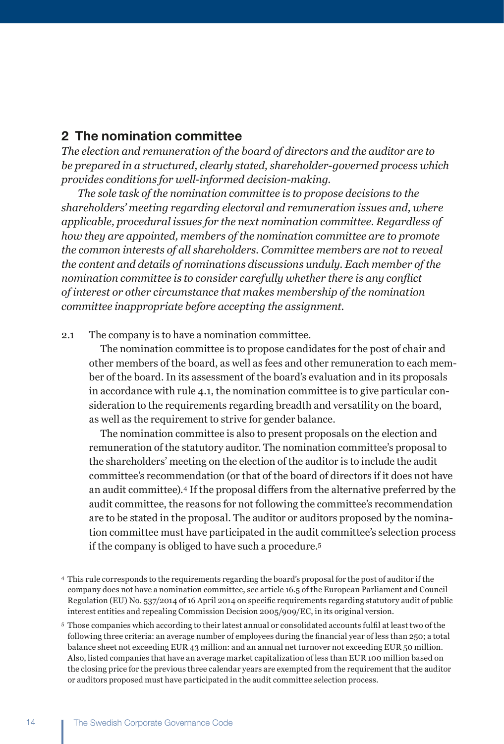## 2 The nomination committee

*The election and remuneration of the board of directors and the auditor are to be prepared in a structured, clearly stated, shareholder-governed process which provides conditions for well-informed decision-making.*

*The sole task of the nomination committee is to propose decisions to the shareholders' meeting regarding electoral and remuneration issues and, where applicable, procedural issues for the next nomination committee. Regardless of how they are appointed, members of the nomination committee are to promote the common interests of all shareholders. Committee members are not to reveal the content and details of nominations discussions unduly. Each member of the nomination committee is to consider carefully whether there is any conflict of interest or other circumstance that makes membership of the nomination committee inappropriate before accepting the assignment.*

2.1 The company is to have a nomination committee.

The nomination committee is to propose candidates for the post of chair and other members of the board, as well as fees and other remuneration to each member of the board. In its assessment of the board's evaluation and in its proposals in accordance with rule 4.1, the nomination committee is to give particular consideration to the requirements regarding breadth and versatility on the board, as well as the requirement to strive for gender balance.

The nomination committee is also to present proposals on the election and remuneration of the statutory auditor. The nomination committee's proposal to the shareholders' meeting on the election of the auditor is to include the audit committee's recommendation (or that of the board of directors if it does not have an audit committee).[4] If the proposal differs from the alternative preferred by the audit committee, the reasons for not following the committee's recommendation are to be stated in the proposal. The auditor or auditors proposed by the nomination committee must have participated in the audit committee's selection process if the company is obliged to have such a procedure.[5]

[4] This rule corresponds to the requirements regarding the board's proposal for the post of auditor if the company does not have a nomination committee, see article 16.5 of the European Parliament and Council Regulation (EU) No. 537/2014 of 16 April 2014 on specific requirements regarding statutory audit of public interest entities and repealing Commission Decision 2005/909/EC, in its original version.

[5] Those companies which according to their latest annual or consolidated accounts fulfil at least two of the following three criteria: an average number of employees during the financial year of less than 250; a total balance sheet not exceeding EUR 43 million: and an annual net turnover not exceeding EUR 50 million. Also, listed companies that have an average market capitalization of less than EUR 100 million based on the closing price for the previous three calendar years are exempted from the requirement that the auditor or auditors proposed must have participated in the audit committee selection process.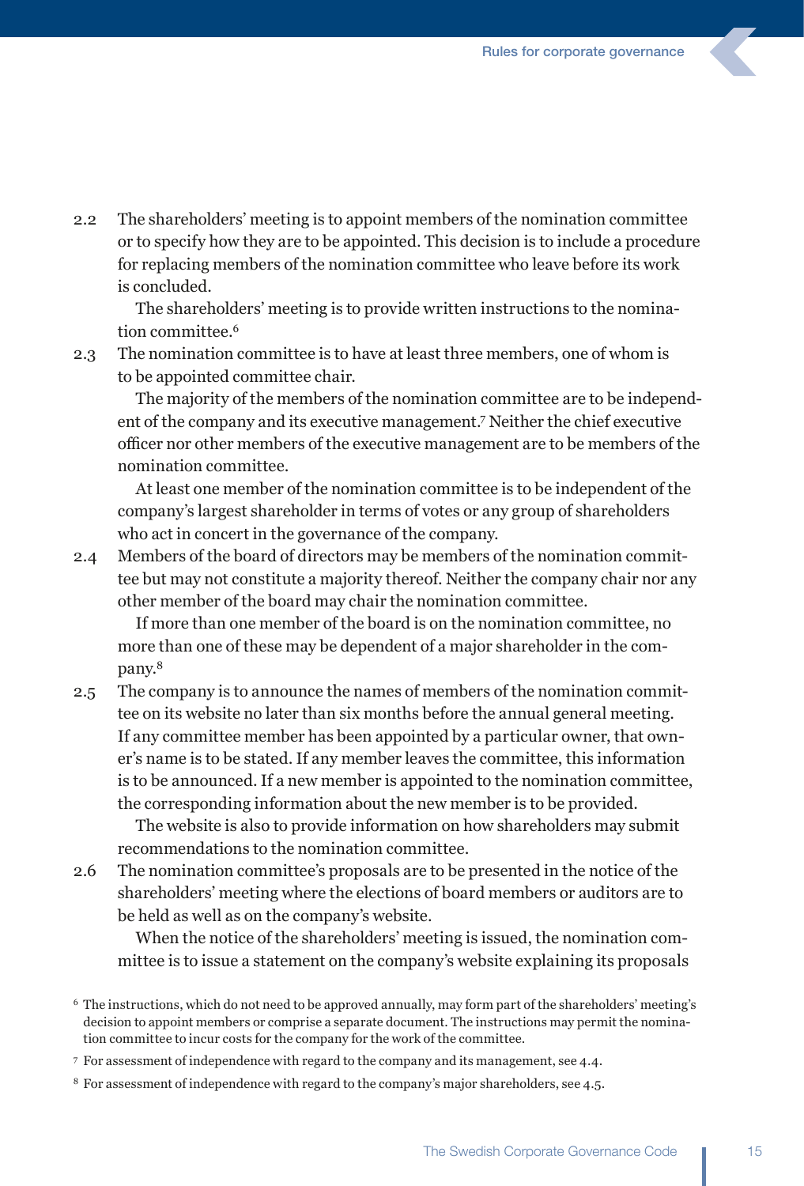2.2 The shareholders' meeting is to appoint members of the nomination committee or to specify how they are to be appointed. This decision is to include a procedure for replacing members of the nomination committee who leave before its work is concluded.

The shareholders' meeting is to provide written instructions to the nomination committee.[6]

2.3 The nomination committee is to have at least three members, one of whom is to be appointed committee chair.

The majority of the members of the nomination committee are to be independent of the company and its executive management.[7] Neither the chief executive officer nor other members of the executive management are to be members of the nomination committee.

At least one member of the nomination committee is to be independent of the company's largest shareholder in terms of votes or any group of shareholders who act in concert in the governance of the company.

2.4 Members of the board of directors may be members of the nomination committee but may not constitute a majority thereof. Neither the company chair nor any other member of the board may chair the nomination committee.

If more than one member of the board is on the nomination committee, no more than one of these may be dependent of a major shareholder in the company.[8]

2.5 The company is to announce the names of members of the nomination committee on its website no later than six months before the annual general meeting. If any committee member has been appointed by a particular owner, that owner's name is to be stated. If any member leaves the committee, this information is to be announced. If a new member is appointed to the nomination committee, the corresponding information about the new member is to be provided.

The website is also to provide information on how shareholders may submit recommendations to the nomination committee.

2.6 The nomination committee's proposals are to be presented in the notice of the shareholders' meeting where the elections of board members or auditors are to be held as well as on the company's website.

When the notice of the shareholders' meeting is issued, the nomination committee is to issue a statement on the company's website explaining its proposals

---

[6] The instructions, which do not need to be approved annually, may form part of the shareholders' meeting's decision to appoint members or comprise a separate document. The instructions may permit the nomination committee to incur costs for the company for the work of the committee.

[7] For assessment of independence with regard to the company and its management, see 4.4.

[8] For assessment of independence with regard to the company's major shareholders, see 4.5.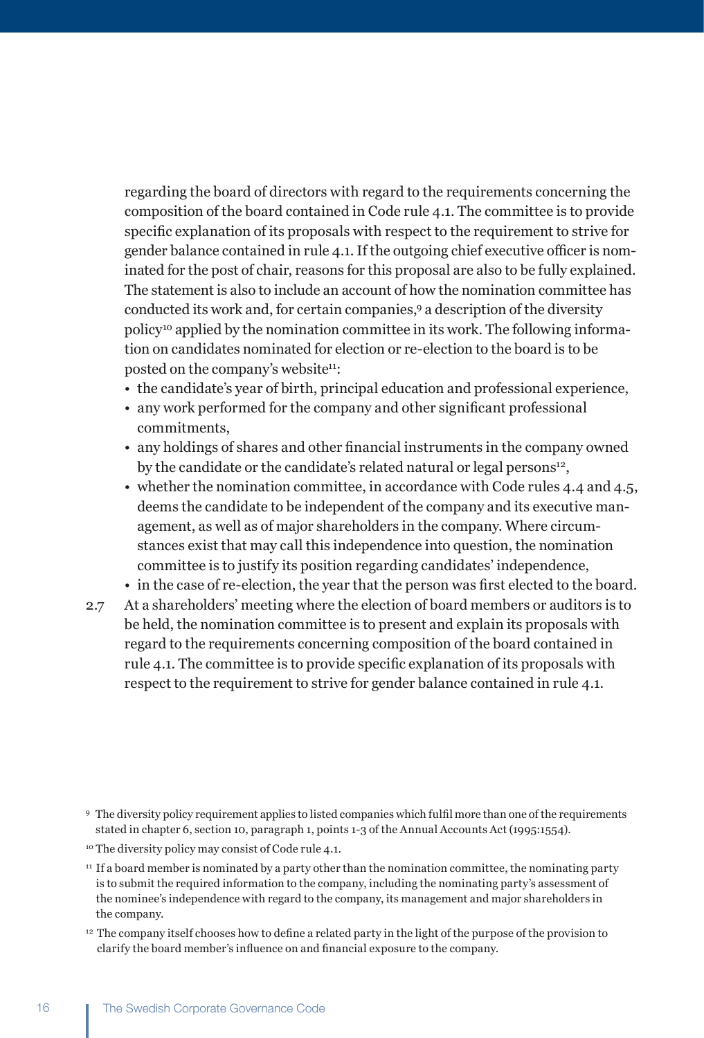regarding the board of directors with regard to the requirements concerning the composition of the board contained in Code rule 4.1. The committee is to provide specific explanation of its proposals with respect to the requirement to strive for gender balance contained in rule 4.1. If the outgoing chief executive officer is nominated for the post of chair, reasons for this proposal are also to be fully explained. The statement is also to include an account of how the nomination committee has conducted its work and, for certain companies,[9] a description of the diversity policy[10] applied by the nomination committee in its work. The following information on candidates nominated for election or re-election to the board is to be posted on the company's website[11]:

- the candidate's year of birth, principal education and professional experience,
- any work performed for the company and other significant professional commitments,
- any holdings of shares and other financial instruments in the company owned by the candidate or the candidate's related natural or legal persons[12],
- whether the nomination committee, in accordance with Code rules 4.4 and 4.5, deems the candidate to be independent of the company and its executive management, as well as of major shareholders in the company. Where circumstances exist that may call this independence into question, the nomination committee is to justify its position regarding candidates' independence,
- in the case of re-election, the year that the person was first elected to the board.

2.7 At a shareholders' meeting where the election of board members or auditors is to be held, the nomination committee is to present and explain its proposals with regard to the requirements concerning composition of the board contained in rule 4.1. The committee is to provide specific explanation of its proposals with respect to the requirement to strive for gender balance contained in rule 4.1.

[9] The diversity policy requirement applies to listed companies which fulfil more than one of the requirements stated in chapter 6, section 10, paragraph 1, points 1-3 of the Annual Accounts Act (1995:1554).

[10] The diversity policy may consist of Code rule 4.1.

[11] If a board member is nominated by a party other than the nomination committee, the nominating party is to submit the required information to the company, including the nominating party's assessment of the nominee's independence with regard to the company, its management and major shareholders in the company.

[12] The company itself chooses how to define a related party in the light of the purpose of the provision to clarify the board member's influence on and financial exposure to the company.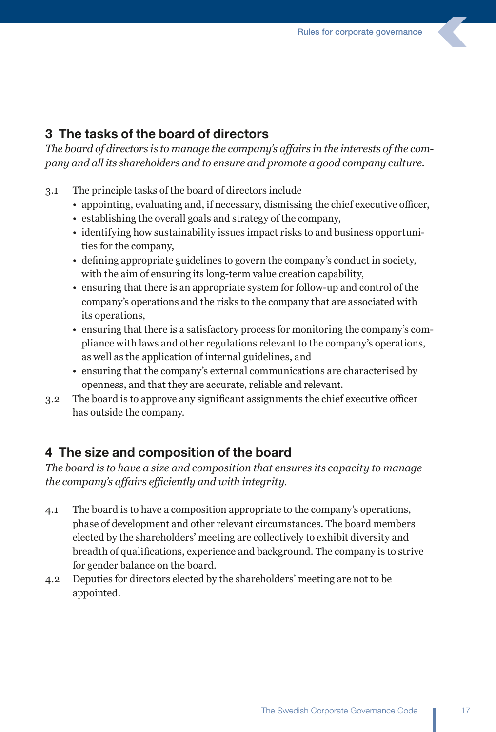## 3 The tasks of the board of directors

*The board of directors is to manage the company's affairs in the interests of the company and all its shareholders and to ensure and promote a good company culture.*

3.1 The principle tasks of the board of directors include

- appointing, evaluating and, if necessary, dismissing the chief executive officer,
- establishing the overall goals and strategy of the company,
- identifying how sustainability issues impact risks to and business opportunities for the company,
- defining appropriate guidelines to govern the company's conduct in society, with the aim of ensuring its long-term value creation capability,
- ensuring that there is an appropriate system for follow-up and control of the company's operations and the risks to the company that are associated with its operations,
- ensuring that there is a satisfactory process for monitoring the company's compliance with laws and other regulations relevant to the company's operations, as well as the application of internal guidelines, and
- ensuring that the company's external communications are characterised by openness, and that they are accurate, reliable and relevant.

3.2 The board is to approve any significant assignments the chief executive officer has outside the company.

## 4 The size and composition of the board

*The board is to have a size and composition that ensures its capacity to manage the company's affairs efficiently and with integrity.*

4.1 The board is to have a composition appropriate to the company's operations, phase of development and other relevant circumstances. The board members elected by the shareholders' meeting are collectively to exhibit diversity and breadth of qualifications, experience and background. The company is to strive for gender balance on the board.

4.2 Deputies for directors elected by the shareholders' meeting are not to be appointed.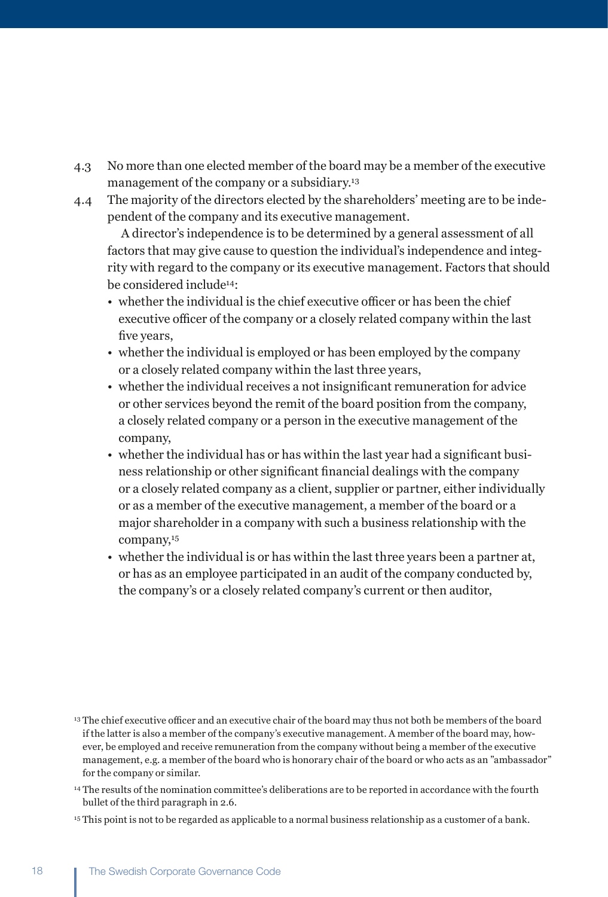4.3 No more than one elected member of the board may be a member of the executive management of the company or a subsidiary.[13]

4.4 The majority of the directors elected by the shareholders' meeting are to be independent of the company and its executive management.

A director's independence is to be determined by a general assessment of all factors that may give cause to question the individual's independence and integrity with regard to the company or its executive management. Factors that should be considered include[14]:

- whether the individual is the chief executive officer or has been the chief executive officer of the company or a closely related company within the last five years,
- whether the individual is employed or has been employed by the company or a closely related company within the last three years,
- whether the individual receives a not insignificant remuneration for advice or other services beyond the remit of the board position from the company, a closely related company or a person in the executive management of the company,
- whether the individual has or has within the last year had a significant business relationship or other significant financial dealings with the company or a closely related company as a client, supplier or partner, either individually or as a member of the executive management, a member of the board or a major shareholder in a company with such a business relationship with the company,[15]
- whether the individual is or has within the last three years been a partner at, or has as an employee participated in an audit of the company conducted by, the company's or a closely related company's current or then auditor,

[13] The chief executive officer and an executive chair of the board may thus not both be members of the board if the latter is also a member of the company's executive management. A member of the board may, however, be employed and receive remuneration from the company without being a member of the executive management, e.g. a member of the board who is honorary chair of the board or who acts as an "ambassador" for the company or similar.

[14] The results of the nomination committee's deliberations are to be reported in accordance with the fourth bullet of the third paragraph in 2.6.

[15] This point is not to be regarded as applicable to a normal business relationship as a customer of a bank.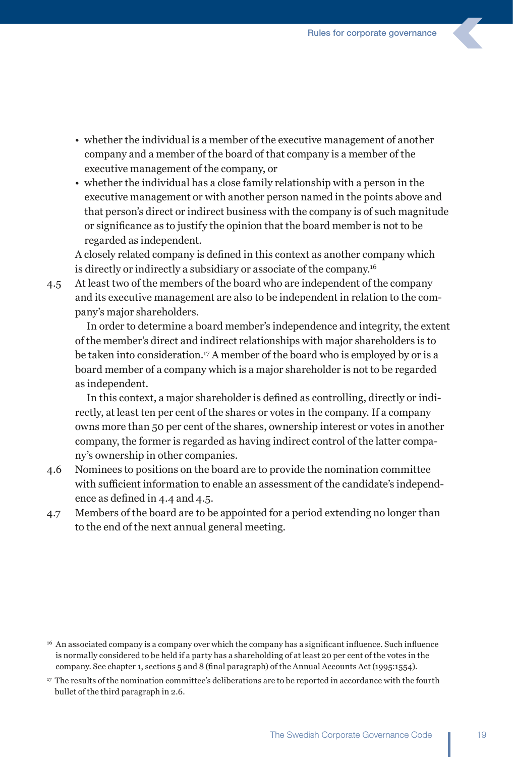- whether the individual is a member of the executive management of another company and a member of the board of that company is a member of the executive management of the company, or
- whether the individual has a close family relationship with a person in the executive management or with another person named in the points above and that person's direct or indirect business with the company is of such magnitude or significance as to justify the opinion that the board member is not to be regarded as independent.

A closely related company is defined in this context as another company which is directly or indirectly a subsidiary or associate of the company.[16]

4.5 At least two of the members of the board who are independent of the company and its executive management are also to be independent in relation to the company's major shareholders.

In order to determine a board member's independence and integrity, the extent of the member's direct and indirect relationships with major shareholders is to be taken into consideration.[17] A member of the board who is employed by or is a board member of a company which is a major shareholder is not to be regarded as independent.

In this context, a major shareholder is defined as controlling, directly or indirectly, at least ten per cent of the shares or votes in the company. If a company owns more than 50 per cent of the shares, ownership interest or votes in another company, the former is regarded as having indirect control of the latter company's ownership in other companies.

4.6 Nominees to positions on the board are to provide the nomination committee with sufficient information to enable an assessment of the candidate's independence as defined in 4.4 and 4.5.

4.7 Members of the board are to be appointed for a period extending no longer than to the end of the next annual general meeting.

---

[16] An associated company is a company over which the company has a significant influence. Such influence is normally considered to be held if a party has a shareholding of at least 20 per cent of the votes in the company. See chapter 1, sections 5 and 8 (final paragraph) of the Annual Accounts Act (1995:1554).

[17] The results of the nomination committee's deliberations are to be reported in accordance with the fourth bullet of the third paragraph in 2.6.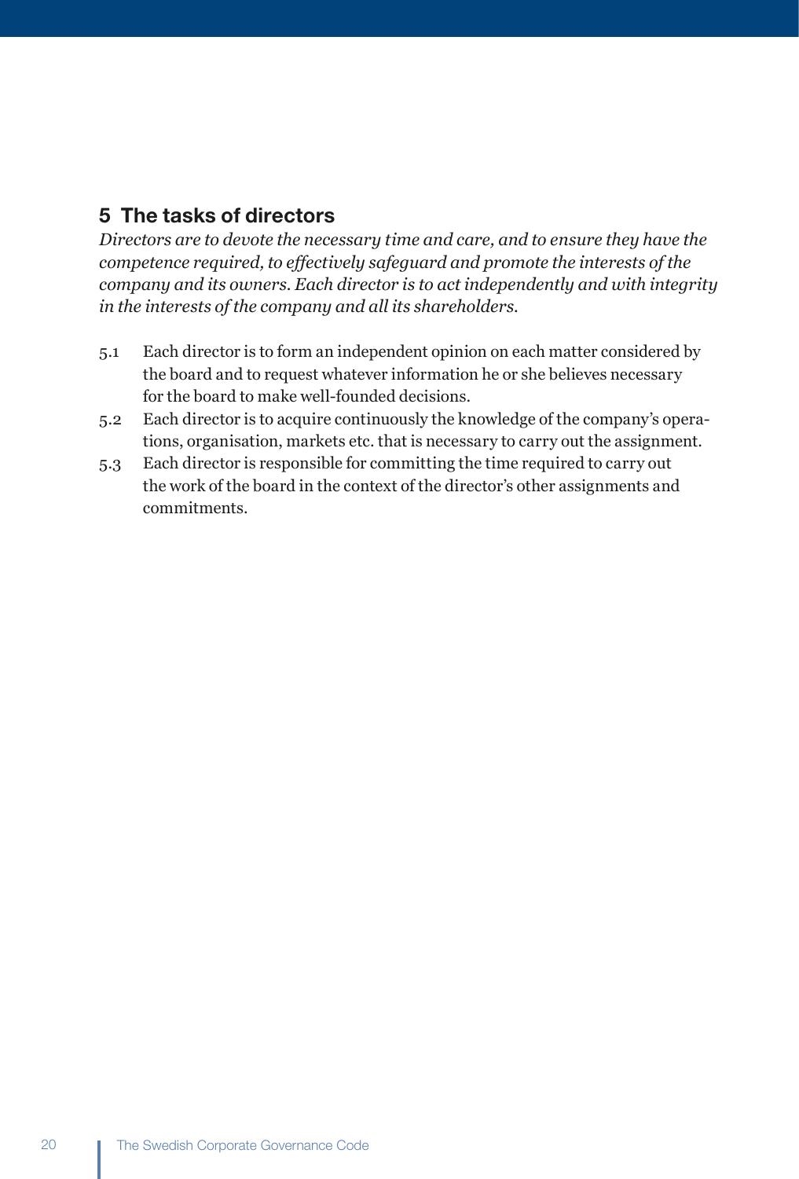## 5 The tasks of directors

*Directors are to devote the necessary time and care, and to ensure they have the competence required, to effectively safeguard and promote the interests of the company and its owners. Each director is to act independently and with integrity in the interests of the company and all its shareholders.*

5.1 Each director is to form an independent opinion on each matter considered by the board and to request whatever information he or she believes necessary for the board to make well-founded decisions.

5.2 Each director is to acquire continuously the knowledge of the company's operations, organisation, markets etc. that is necessary to carry out the assignment.

5.3 Each director is responsible for committing the time required to carry out the work of the board in the context of the director's other assignments and commitments.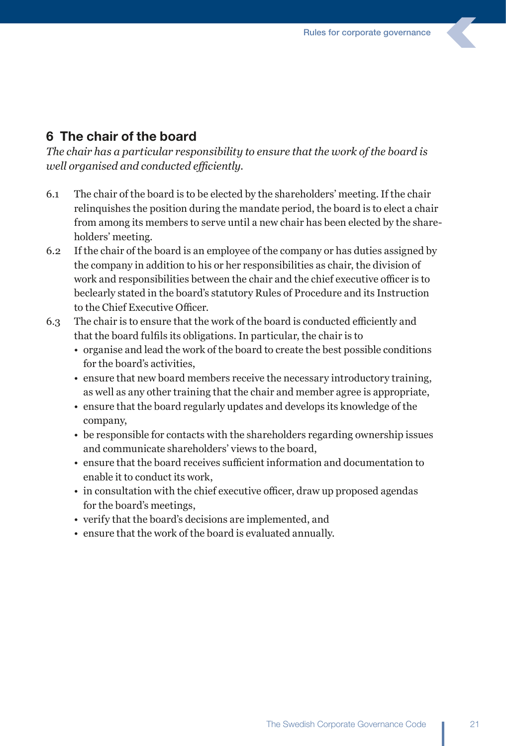## 6 The chair of the board

*The chair has a particular responsibility to ensure that the work of the board is well organised and conducted efficiently.*

6.1 The chair of the board is to be elected by the shareholders' meeting. If the chair relinquishes the position during the mandate period, the board is to elect a chair from among its members to serve until a new chair has been elected by the shareholders' meeting.

6.2 If the chair of the board is an employee of the company or has duties assigned by the company in addition to his or her responsibilities as chair, the division of work and responsibilities between the chair and the chief executive officer is to beclearly stated in the board's statutory Rules of Procedure and its Instruction to the Chief Executive Officer.

6.3 The chair is to ensure that the work of the board is conducted efficiently and that the board fulfils its obligations. In particular, the chair is to

- organise and lead the work of the board to create the best possible conditions for the board's activities,
- ensure that new board members receive the necessary introductory training, as well as any other training that the chair and member agree is appropriate,
- ensure that the board regularly updates and develops its knowledge of the company,
- be responsible for contacts with the shareholders regarding ownership issues and communicate shareholders' views to the board,
- ensure that the board receives sufficient information and documentation to enable it to conduct its work,
- in consultation with the chief executive officer, draw up proposed agendas for the board's meetings,
- verify that the board's decisions are implemented, and
- ensure that the work of the board is evaluated annually.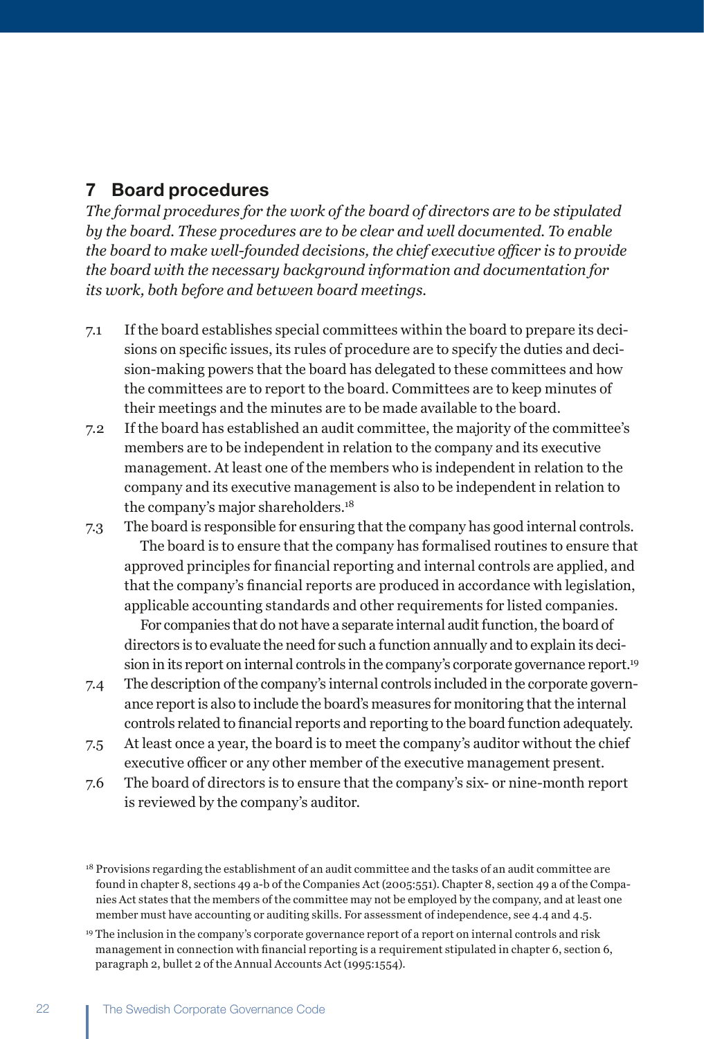## 7 Board procedures

*The formal procedures for the work of the board of directors are to be stipulated by the board. These procedures are to be clear and well documented. To enable the board to make well-founded decisions, the chief executive officer is to provide the board with the necessary background information and documentation for its work, both before and between board meetings.*

7.1 If the board establishes special committees within the board to prepare its decisions on specific issues, its rules of procedure are to specify the duties and decision-making powers that the board has delegated to these committees and how the committees are to report to the board. Committees are to keep minutes of their meetings and the minutes are to be made available to the board.

7.2 If the board has established an audit committee, the majority of the committee's members are to be independent in relation to the company and its executive management. At least one of the members who is independent in relation to the company and its executive management is also to be independent in relation to the company's major shareholders.[18]

7.3 The board is responsible for ensuring that the company has good internal controls.

The board is to ensure that the company has formalised routines to ensure that approved principles for financial reporting and internal controls are applied, and that the company's financial reports are produced in accordance with legislation, applicable accounting standards and other requirements for listed companies.

For companies that do not have a separate internal audit function, the board of directors is to evaluate the need for such a function annually and to explain its decision in its report on internal controls in the company's corporate governance report.[19]

7.4 The description of the company's internal controls included in the corporate governance report is also to include the board's measures for monitoring that the internal controls related to financial reports and reporting to the board function adequately.

7.5 At least once a year, the board is to meet the company's auditor without the chief executive officer or any other member of the executive management present.

7.6 The board of directors is to ensure that the company's six- or nine-month report is reviewed by the company's auditor.

[18] Provisions regarding the establishment of an audit committee and the tasks of an audit committee are found in chapter 8, sections 49 a-b of the Companies Act (2005:551). Chapter 8, section 49 a of the Companies Act states that the members of the committee may not be employed by the company, and at least one member must have accounting or auditing skills. For assessment of independence, see 4.4 and 4.5.

[19] The inclusion in the company's corporate governance report of a report on internal controls and risk management in connection with financial reporting is a requirement stipulated in chapter 6, section 6, paragraph 2, bullet 2 of the Annual Accounts Act (1995:1554).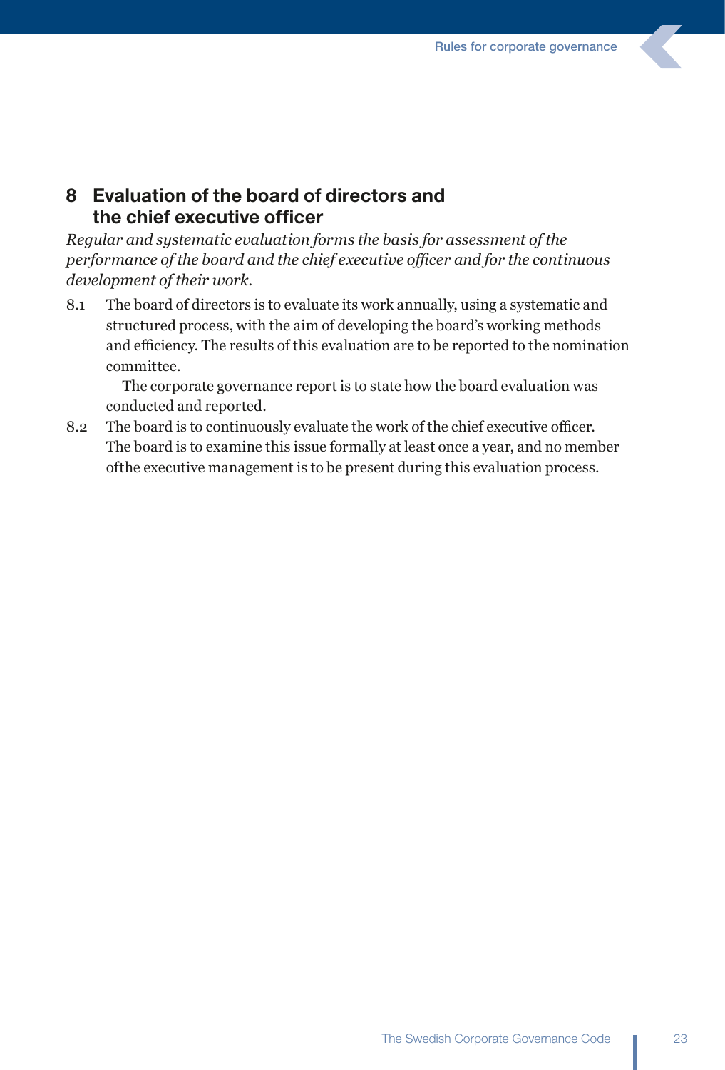## 8 Evaluation of the board of directors and the chief executive officer

*Regular and systematic evaluation forms the basis for assessment of the performance of the board and the chief executive officer and for the continuous development of their work.*

8.1 The board of directors is to evaluate its work annually, using a systematic and structured process, with the aim of developing the board's working methods and efficiency. The results of this evaluation are to be reported to the nomination committee.

The corporate governance report is to state how the board evaluation was conducted and reported.

8.2 The board is to continuously evaluate the work of the chief executive officer. The board is to examine this issue formally at least once a year, and no member ofthe executive management is to be present during this evaluation process.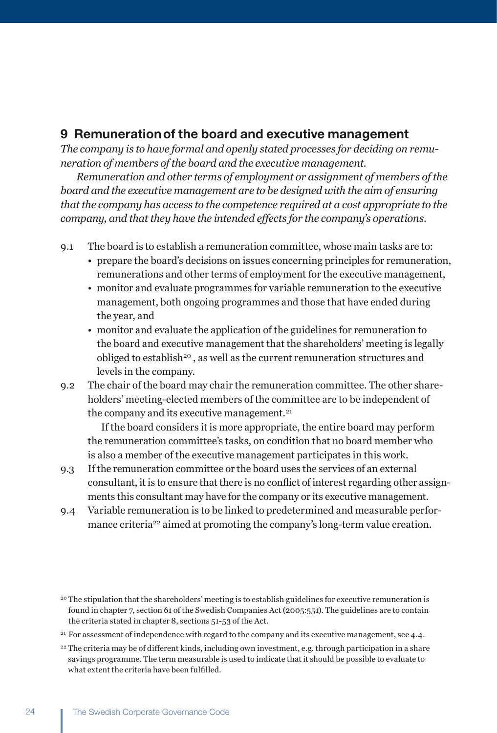## 9 Remuneration of the board and executive management

*The company is to have formal and openly stated processes for deciding on remuneration of members of the board and the executive management.*

*Remuneration and other terms of employment or assignment of members of the board and the executive management are to be designed with the aim of ensuring that the company has access to the competence required at a cost appropriate to the company, and that they have the intended effects for the company's operations.*

9.1 The board is to establish a remuneration committee, whose main tasks are to:
- prepare the board's decisions on issues concerning principles for remuneration, remunerations and other terms of employment for the executive management,
- monitor and evaluate programmes for variable remuneration to the executive management, both ongoing programmes and those that have ended during the year, and
- monitor and evaluate the application of the guidelines for remuneration to the board and executive management that the shareholders' meeting is legally obliged to establish[20], as well as the current remuneration structures and levels in the company.

9.2 The chair of the board may chair the remuneration committee. The other shareholders' meeting-elected members of the committee are to be independent of the company and its executive management.[21]

If the board considers it is more appropriate, the entire board may perform the remuneration committee's tasks, on condition that no board member who is also a member of the executive management participates in this work.

9.3 If the remuneration committee or the board uses the services of an external consultant, it is to ensure that there is no conflict of interest regarding other assignments this consultant may have for the company or its executive management.

9.4 Variable remuneration is to be linked to predetermined and measurable performance criteria[22] aimed at promoting the company's long-term value creation.

[20] The stipulation that the shareholders' meeting is to establish guidelines for executive remuneration is found in chapter 7, section 61 of the Swedish Companies Act (2005:551). The guidelines are to contain the criteria stated in chapter 8, sections 51-53 of the Act.

[21] For assessment of independence with regard to the company and its executive management, see 4.4.

[22] The criteria may be of different kinds, including own investment, e.g. through participation in a share savings programme. The term measurable is used to indicate that it should be possible to evaluate to what extent the criteria have been fulfilled.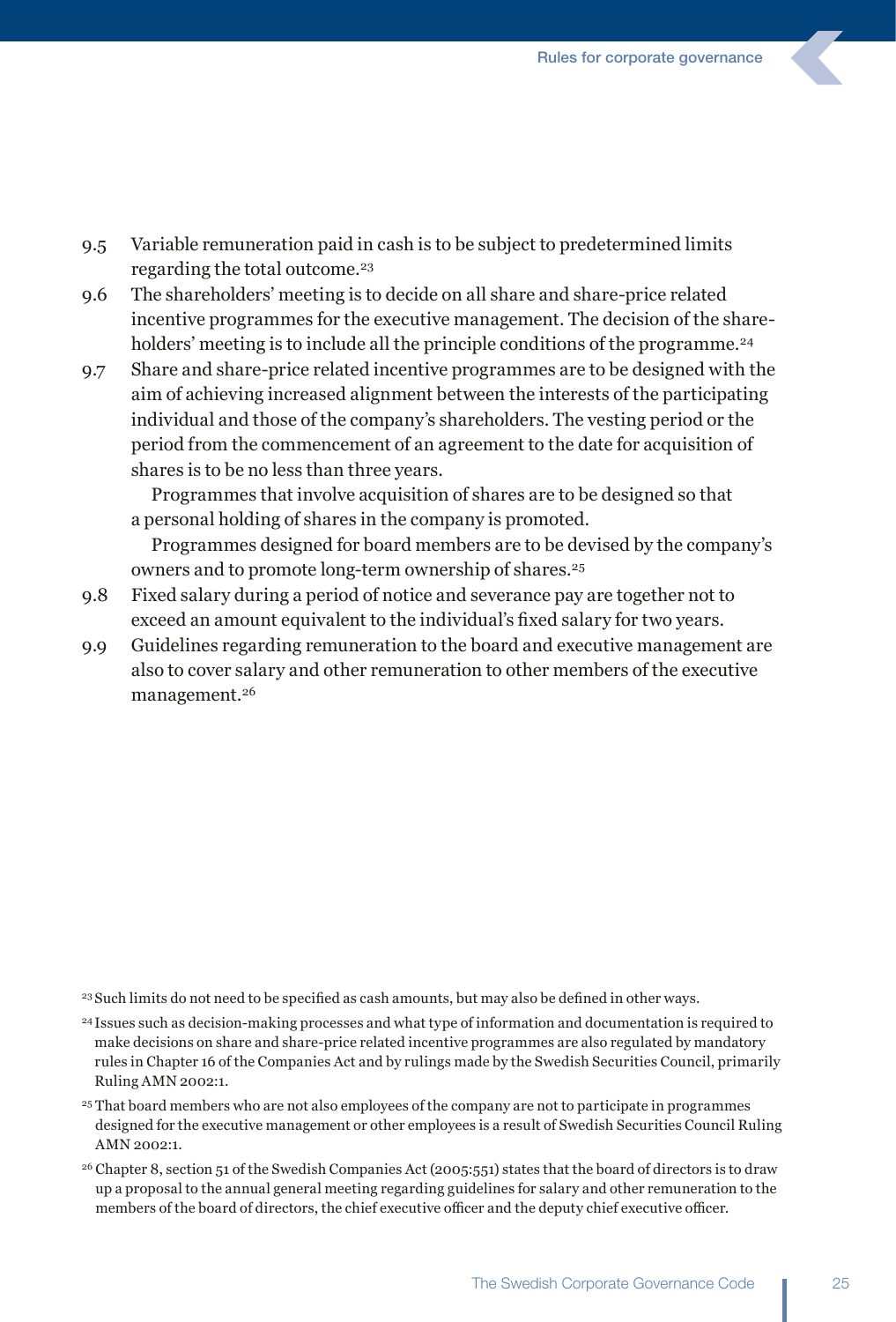9.5 Variable remuneration paid in cash is to be subject to predetermined limits regarding the total outcome.[23]

9.6 The shareholders' meeting is to decide on all share and share-price related incentive programmes for the executive management. The decision of the shareholders' meeting is to include all the principle conditions of the programme.[24]

9.7 Share and share-price related incentive programmes are to be designed with the aim of achieving increased alignment between the interests of the participating individual and those of the company's shareholders. The vesting period or the period from the commencement of an agreement to the date for acquisition of shares is to be no less than three years.

Programmes that involve acquisition of shares are to be designed so that a personal holding of shares in the company is promoted.

Programmes designed for board members are to be devised by the company's owners and to promote long-term ownership of shares.[25]

9.8 Fixed salary during a period of notice and severance pay are together not to exceed an amount equivalent to the individual's fixed salary for two years.

9.9 Guidelines regarding remuneration to the board and executive management are also to cover salary and other remuneration to other members of the executive management.[26]

---

[23] Such limits do not need to be specified as cash amounts, but may also be defined in other ways.

[24] Issues such as decision-making processes and what type of information and documentation is required to make decisions on share and share-price related incentive programmes are also regulated by mandatory rules in Chapter 16 of the Companies Act and by rulings made by the Swedish Securities Council, primarily Ruling AMN 2002:1.

[25] That board members who are not also employees of the company are not to participate in programmes designed for the executive management or other employees is a result of Swedish Securities Council Ruling AMN 2002:1.

[26] Chapter 8, section 51 of the Swedish Companies Act (2005:551) states that the board of directors is to draw up a proposal to the annual general meeting regarding guidelines for salary and other remuneration to the members of the board of directors, the chief executive officer and the deputy chief executive officer.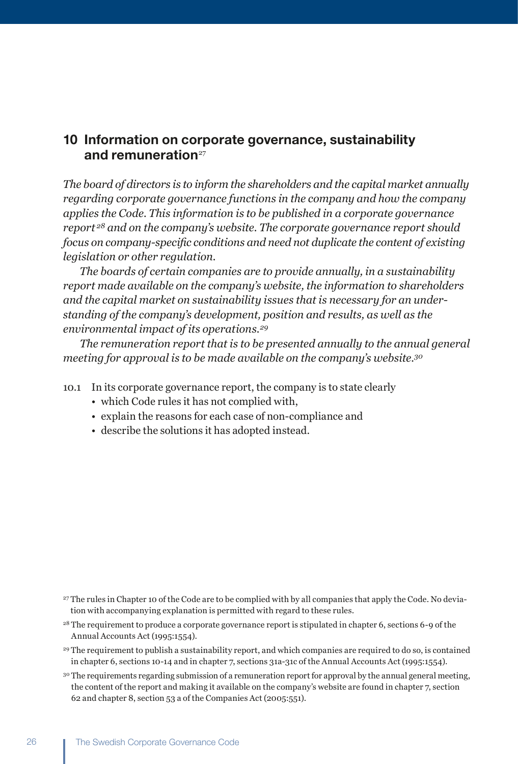## 10 Information on corporate governance, sustainability and remuneration[27]

*The board of directors is to inform the shareholders and the capital market annually regarding corporate governance functions in the company and how the company applies the Code. This information is to be published in a corporate governance report[28] and on the company's website. The corporate governance report should focus on company-specific conditions and need not duplicate the content of existing legislation or other regulation.*

*The boards of certain companies are to provide annually, in a sustainability report made available on the company's website, the information to shareholders and the capital market on sustainability issues that is necessary for an understanding of the company's development, position and results, as well as the environmental impact of its operations.[29]*

*The remuneration report that is to be presented annually to the annual general meeting for approval is to be made available on the company's website.[30]*

10.1 In its corporate governance report, the company is to state clearly
- which Code rules it has not complied with,
- explain the reasons for each case of non-compliance and
- describe the solutions it has adopted instead.

[27] The rules in Chapter 10 of the Code are to be complied with by all companies that apply the Code. No deviation with accompanying explanation is permitted with regard to these rules.

[28] The requirement to produce a corporate governance report is stipulated in chapter 6, sections 6-9 of the Annual Accounts Act (1995:1554).

[29] The requirement to publish a sustainability report, and which companies are required to do so, is contained in chapter 6, sections 10-14 and in chapter 7, sections 31a-31c of the Annual Accounts Act (1995:1554).

[30] The requirements regarding submission of a remuneration report for approval by the annual general meeting, the content of the report and making it available on the company's website are found in chapter 7, section 62 and chapter 8, section 53 a of the Companies Act (2005:551).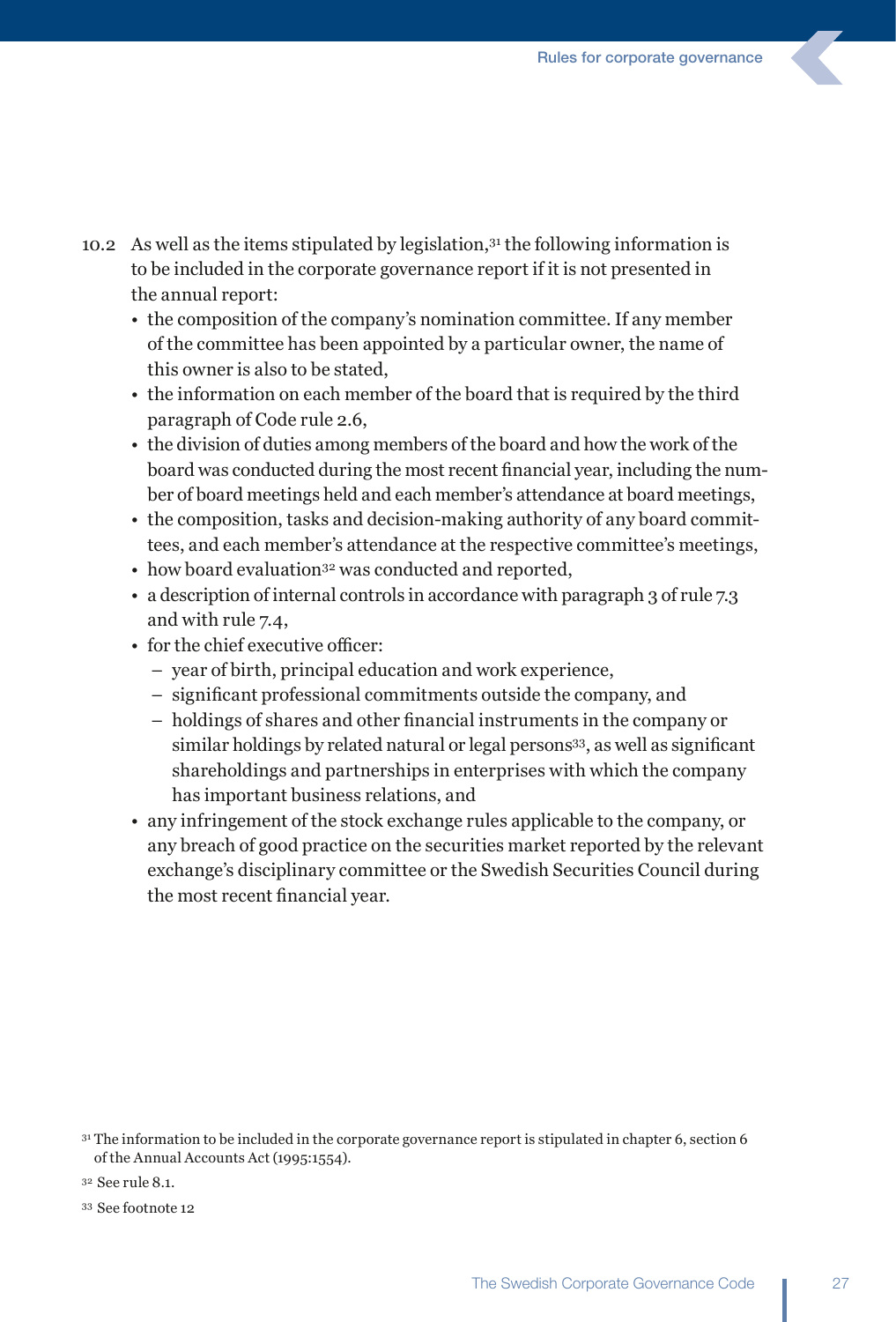10.2 As well as the items stipulated by legislation,[31] the following information is to be included in the corporate governance report if it is not presented in the annual report:

- the composition of the company's nomination committee. If any member of the committee has been appointed by a particular owner, the name of this owner is also to be stated,
- the information on each member of the board that is required by the third paragraph of Code rule 2.6,
- the division of duties among members of the board and how the work of the board was conducted during the most recent financial year, including the number of board meetings held and each member's attendance at board meetings,
- the composition, tasks and decision-making authority of any board committees, and each member's attendance at the respective committee's meetings,
- how board evaluation[32] was conducted and reported,
- a description of internal controls in accordance with paragraph 3 of rule 7.3 and with rule 7.4,
- for the chief executive officer:
  - year of birth, principal education and work experience,
  - significant professional commitments outside the company, and
  - holdings of shares and other financial instruments in the company or similar holdings by related natural or legal persons[33], as well as significant shareholdings and partnerships in enterprises with which the company has important business relations, and
- any infringement of the stock exchange rules applicable to the company, or any breach of good practice on the securities market reported by the relevant exchange's disciplinary committee or the Swedish Securities Council during the most recent financial year.

[31] The information to be included in the corporate governance report is stipulated in chapter 6, section 6 of the Annual Accounts Act (1995:1554).

[32] See rule 8.1.

[33] See footnote 12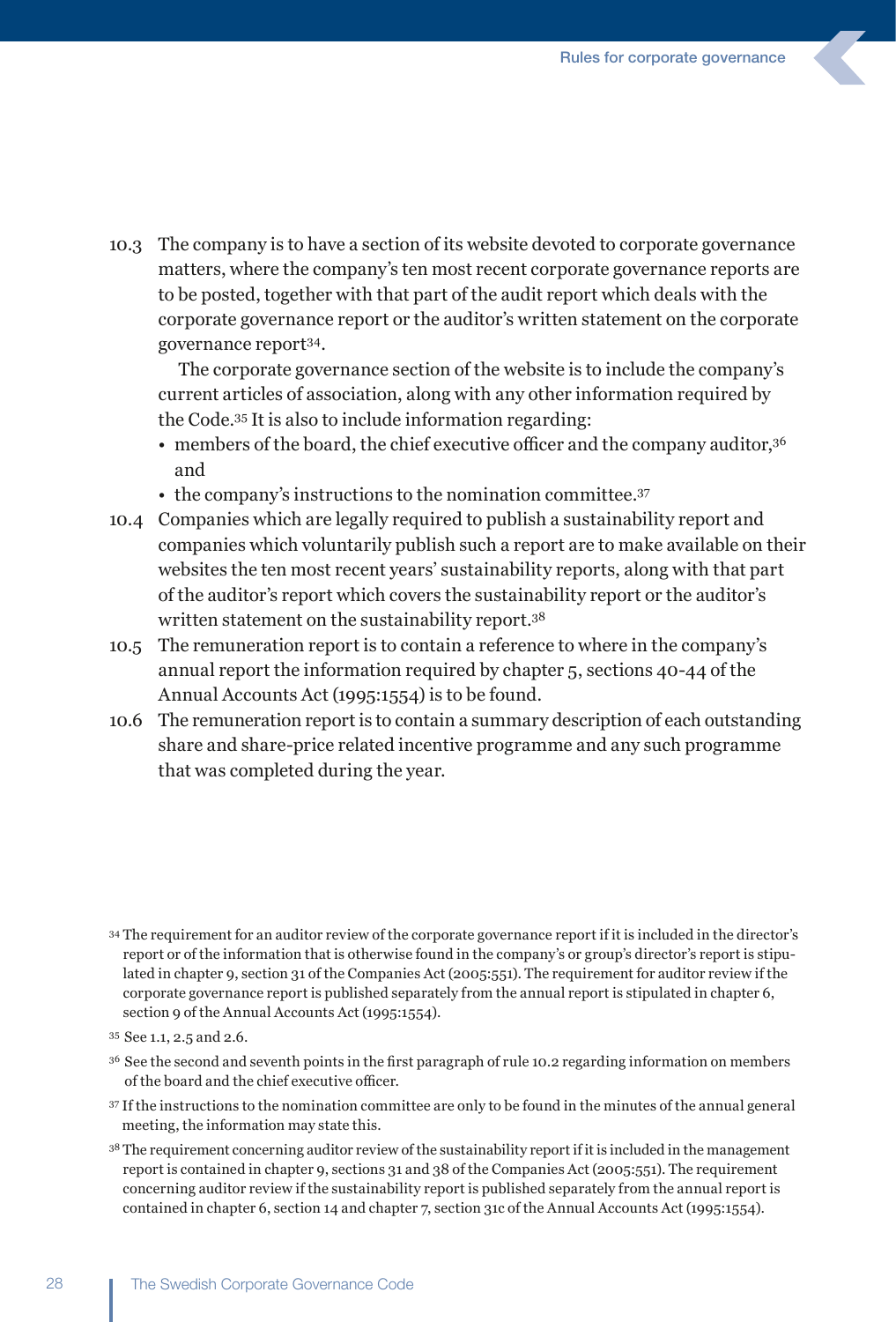10.3 The company is to have a section of its website devoted to corporate governance matters, where the company's ten most recent corporate governance reports are to be posted, together with that part of the audit report which deals with the corporate governance report or the auditor's written statement on the corporate governance report[34].

The corporate governance section of the website is to include the company's current articles of association, along with any other information required by the Code.[35] It is also to include information regarding:

- members of the board, the chief executive officer and the company auditor,[36] and
- the company's instructions to the nomination committee.[37]

10.4 Companies which are legally required to publish a sustainability report and companies which voluntarily publish such a report are to make available on their websites the ten most recent years' sustainability reports, along with that part of the auditor's report which covers the sustainability report or the auditor's written statement on the sustainability report.[38]

10.5 The remuneration report is to contain a reference to where in the company's annual report the information required by chapter 5, sections 40-44 of the Annual Accounts Act (1995:1554) is to be found.

10.6 The remuneration report is to contain a summary description of each outstanding share and share-price related incentive programme and any such programme that was completed during the year.

---

[34] The requirement for an auditor review of the corporate governance report if it is included in the director's report or of the information that is otherwise found in the company's or group's director's report is stipulated in chapter 9, section 31 of the Companies Act (2005:551). The requirement for auditor review if the corporate governance report is published separately from the annual report is stipulated in chapter 6, section 9 of the Annual Accounts Act (1995:1554).

[35] See 1.1, 2.5 and 2.6.

[36] See the second and seventh points in the first paragraph of rule 10.2 regarding information on members of the board and the chief executive officer.

[37] If the instructions to the nomination committee are only to be found in the minutes of the annual general meeting, the information may state this.

[38] The requirement concerning auditor review of the sustainability report if it is included in the management report is contained in chapter 9, sections 31 and 38 of the Companies Act (2005:551). The requirement concerning auditor review if the sustainability report is published separately from the annual report is contained in chapter 6, section 14 and chapter 7, section 31c of the Annual Accounts Act (1995:1554).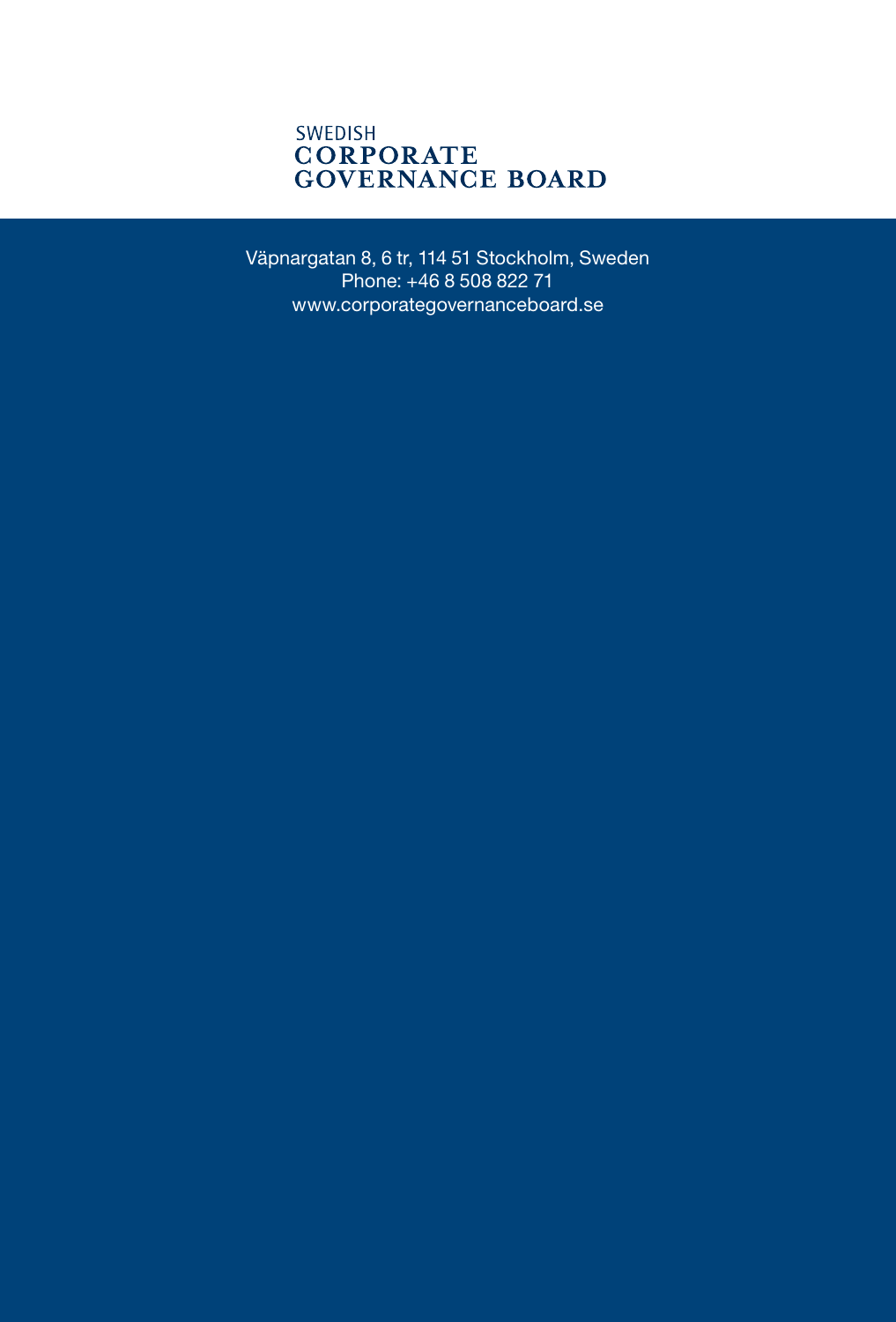SWEDISH
CORPORATE
GOVERNANCE BOARD

Väpnargatan 8, 6 tr, 114 51 Stockholm, Sweden
Phone: +46 8 508 822 71
www.corporategovernanceboard.se